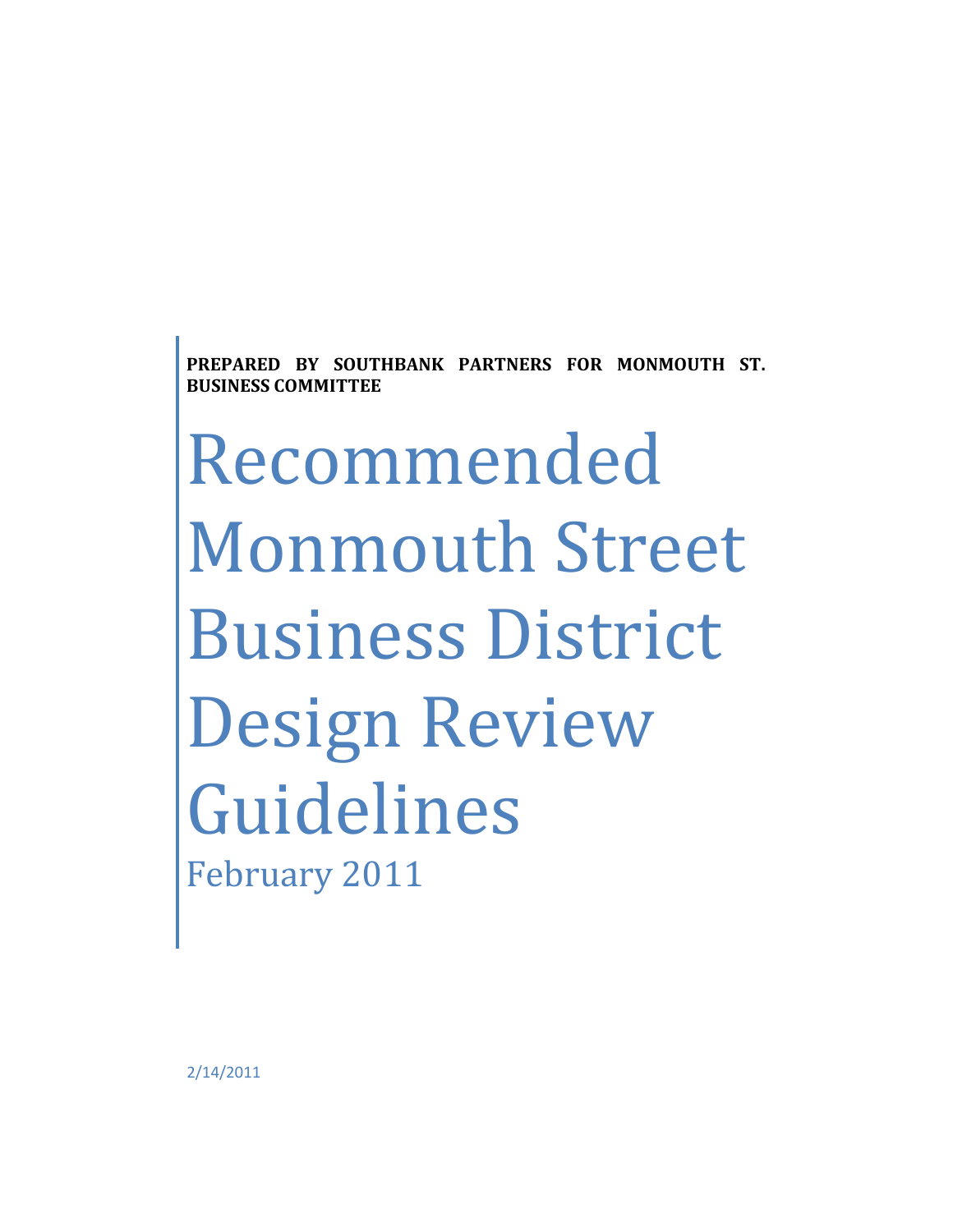**PREPARED BY SOUTHBANK PARTNERS FOR MONMOUTH ST. BUSINESS COMMITTEE**

# Recommended Monmouth Street Business District Design Review Guidelines

February 2011

2/14/2011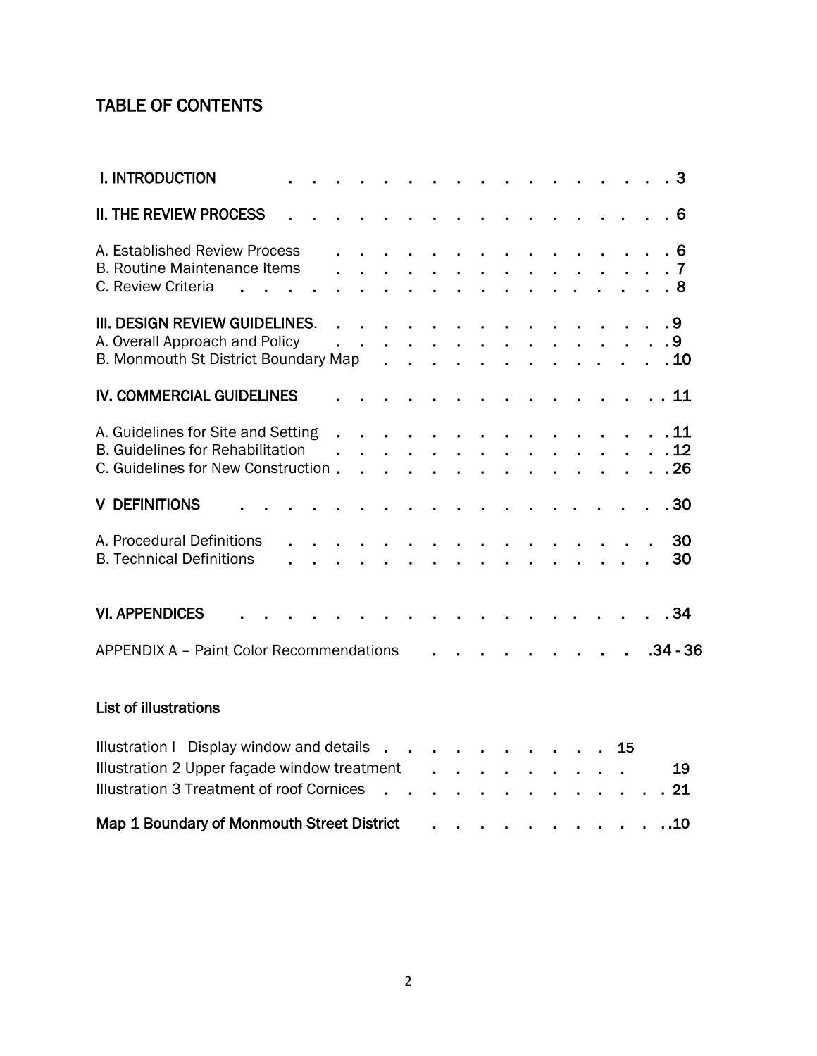# TABLE OF CONTENTS

**I. INTRODUCTION** . . . . . . . . . . . . . . . . . . 3

**II. THE REVIEW PROCESS** . . . . . . . . . . . . . . . . . 6

A. Established Review Process . . . . . . . . . . . . . . . . 6
B. Routine Maintenance Items . . . . . . . . . . . . . . . . 7
C. Review Criteria . . . . . . . . . . . . . . . . . . . . 8

**III. DESIGN REVIEW GUIDELINES**. . . . . . . . . . . . . . . . 9
A. Overall Approach and Policy . . . . . . . . . . . . . . . . 9
B. Monmouth St District Boundary Map . . . . . . . . . . . . . 10

**IV. COMMERCIAL GUIDELINES** . . . . . . . . . . . . . . . . 11

A. Guidelines for Site and Setting . . . . . . . . . . . . . . 11
B. Guidelines for Rehabilitation . . . . . . . . . . . . . . . 12
C. Guidelines for New Construction . . . . . . . . . . . . . . 26

**V DEFINITIONS** . . . . . . . . . . . . . . . . . . . . 30

A. Procedural Definitions . . . . . . . . . . . . . . . . . 30
B. Technical Definitions . . . . . . . . . . . . . . . . . 30

**VI. APPENDICES** . . . . . . . . . . . . . . . . . . . 34

APPENDIX A – Paint Color Recommendations . . . . . . . . . . .34 - 36

**List of illustrations**

Illustration I Display window and details . . . . . . . . . . . 15
Illustration 2 Upper façade window treatment . . . . . . . . . . 19
Illustration 3 Treatment of roof Cornices . . . . . . . . . . . . 21

**Map 1 Boundary of Monmouth Street District** . . . . . . . . . . .10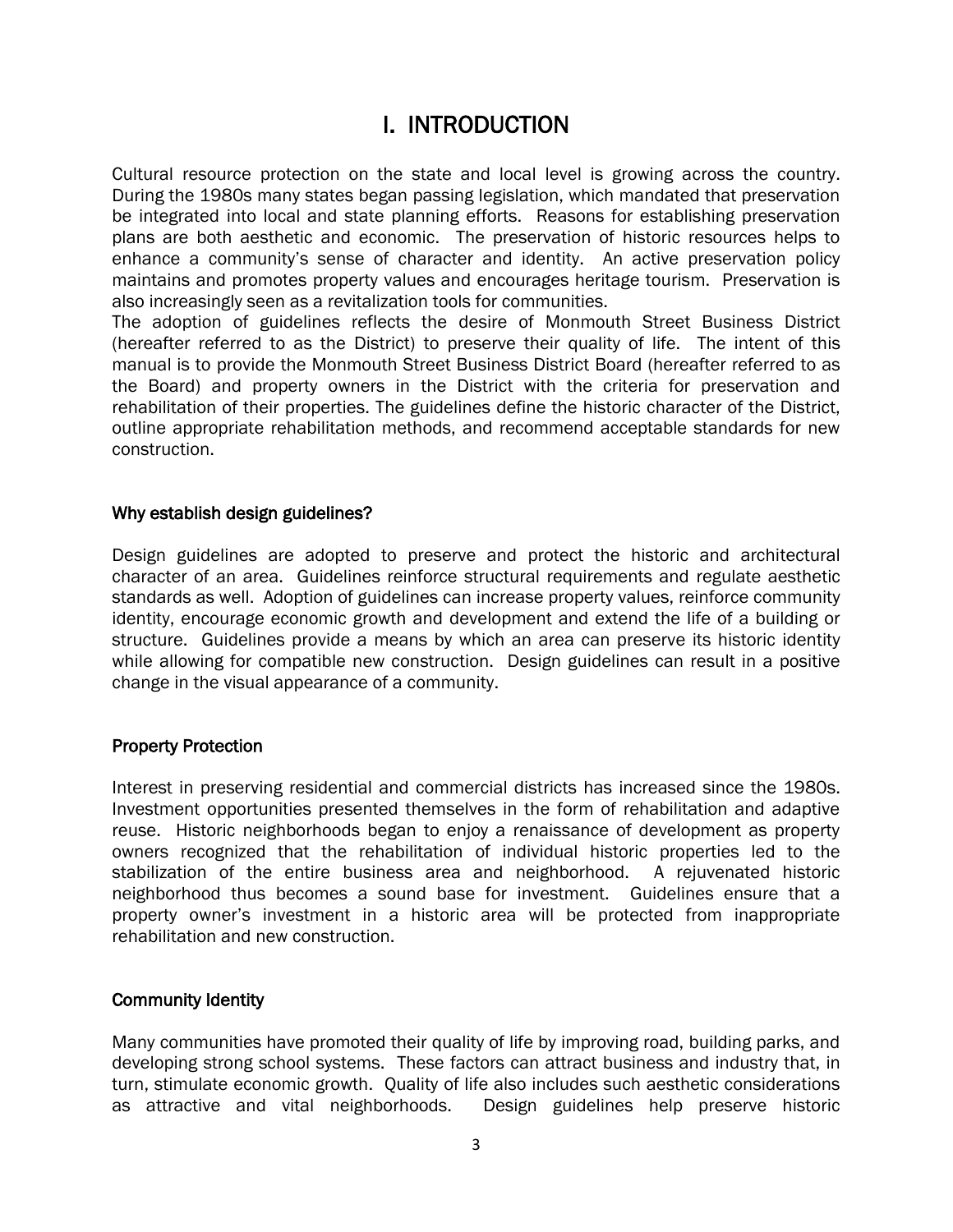# I. INTRODUCTION

Cultural resource protection on the state and local level is growing across the country. During the 1980s many states began passing legislation, which mandated that preservation be integrated into local and state planning efforts. Reasons for establishing preservation plans are both aesthetic and economic. The preservation of historic resources helps to enhance a community's sense of character and identity. An active preservation policy maintains and promotes property values and encourages heritage tourism. Preservation is also increasingly seen as a revitalization tools for communities.

The adoption of guidelines reflects the desire of Monmouth Street Business District (hereafter referred to as the District) to preserve their quality of life. The intent of this manual is to provide the Monmouth Street Business District Board (hereafter referred to as the Board) and property owners in the District with the criteria for preservation and rehabilitation of their properties. The guidelines define the historic character of the District, outline appropriate rehabilitation methods, and recommend acceptable standards for new construction.

### Why establish design guidelines?

Design guidelines are adopted to preserve and protect the historic and architectural character of an area. Guidelines reinforce structural requirements and regulate aesthetic standards as well. Adoption of guidelines can increase property values, reinforce community identity, encourage economic growth and development and extend the life of a building or structure. Guidelines provide a means by which an area can preserve its historic identity while allowing for compatible new construction. Design guidelines can result in a positive change in the visual appearance of a community.

### Property Protection

Interest in preserving residential and commercial districts has increased since the 1980s. Investment opportunities presented themselves in the form of rehabilitation and adaptive reuse. Historic neighborhoods began to enjoy a renaissance of development as property owners recognized that the rehabilitation of individual historic properties led to the stabilization of the entire business area and neighborhood. A rejuvenated historic neighborhood thus becomes a sound base for investment. Guidelines ensure that a property owner's investment in a historic area will be protected from inappropriate rehabilitation and new construction.

### Community Identity

Many communities have promoted their quality of life by improving road, building parks, and developing strong school systems. These factors can attract business and industry that, in turn, stimulate economic growth. Quality of life also includes such aesthetic considerations as attractive and vital neighborhoods. Design guidelines help preserve historic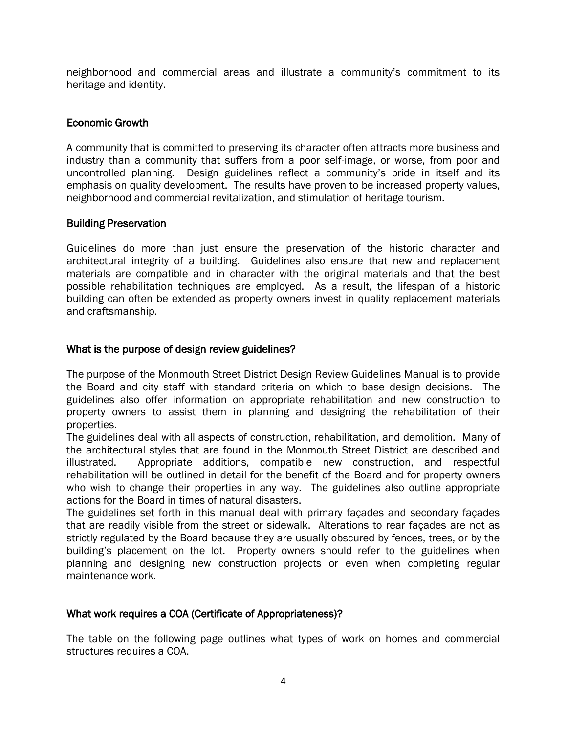neighborhood and commercial areas and illustrate a community's commitment to its heritage and identity.

### Economic Growth

A community that is committed to preserving its character often attracts more business and industry than a community that suffers from a poor self-image, or worse, from poor and uncontrolled planning. Design guidelines reflect a community's pride in itself and its emphasis on quality development. The results have proven to be increased property values, neighborhood and commercial revitalization, and stimulation of heritage tourism.

### Building Preservation

Guidelines do more than just ensure the preservation of the historic character and architectural integrity of a building. Guidelines also ensure that new and replacement materials are compatible and in character with the original materials and that the best possible rehabilitation techniques are employed. As a result, the lifespan of a historic building can often be extended as property owners invest in quality replacement materials and craftsmanship.

### What is the purpose of design review guidelines?

The purpose of the Monmouth Street District Design Review Guidelines Manual is to provide the Board and city staff with standard criteria on which to base design decisions. The guidelines also offer information on appropriate rehabilitation and new construction to property owners to assist them in planning and designing the rehabilitation of their properties.

The guidelines deal with all aspects of construction, rehabilitation, and demolition. Many of the architectural styles that are found in the Monmouth Street District are described and illustrated. Appropriate additions, compatible new construction, and respectful rehabilitation will be outlined in detail for the benefit of the Board and for property owners who wish to change their properties in any way. The guidelines also outline appropriate actions for the Board in times of natural disasters.

The guidelines set forth in this manual deal with primary façades and secondary façades that are readily visible from the street or sidewalk. Alterations to rear façades are not as strictly regulated by the Board because they are usually obscured by fences, trees, or by the building's placement on the lot. Property owners should refer to the guidelines when planning and designing new construction projects or even when completing regular maintenance work.

### What work requires a COA (Certificate of Appropriateness)?

The table on the following page outlines what types of work on homes and commercial structures requires a COA.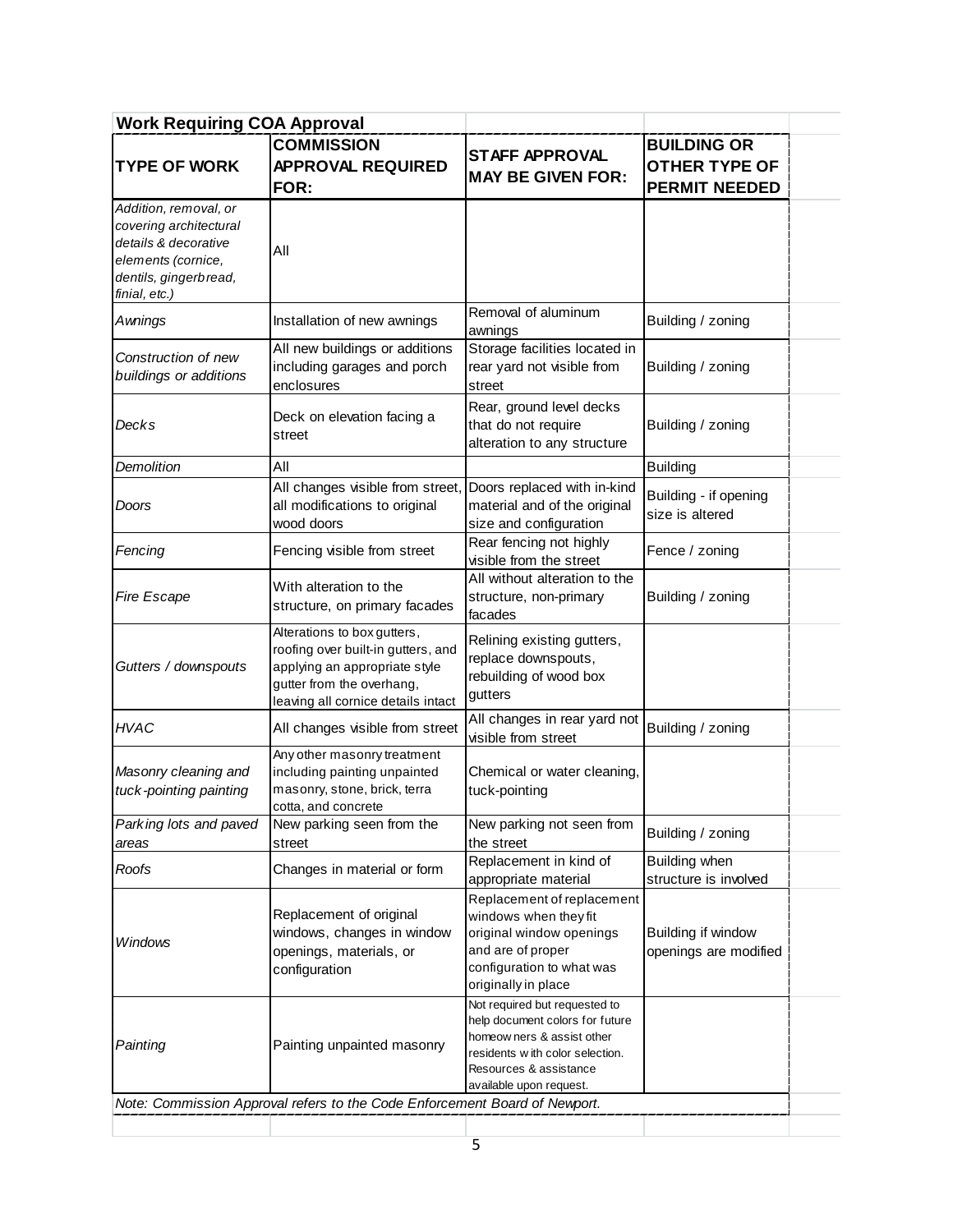**Work Requiring COA Approval**

| TYPE OF WORK | COMMISSION APPROVAL REQUIRED FOR: | STAFF APPROVAL MAY BE GIVEN FOR: | BUILDING OR OTHER TYPE OF PERMIT NEEDED |
|---|---|---|---|
| *Addition, removal, or covering architectural details & decorative elements (cornice, dentils, gingerbread, finial, etc.)* | All | | |
| *Awnings* | Installation of new awnings | Removal of aluminum awnings | Building / zoning |
| *Construction of new buildings or additions* | All new buildings or additions including garages and porch enclosures | Storage facilities located in rear yard not visible from street | Building / zoning |
| *Decks* | Deck on elevation facing a street | Rear, ground level decks that do not require alteration to any structure | Building / zoning |
| *Demolition* | All | | Building |
| *Doors* | All changes visible from street, all modifications to original wood doors | Doors replaced with in-kind material and of the original size and configuration | Building - if opening size is altered |
| *Fencing* | Fencing visible from street | Rear fencing not highly visible from the street | Fence / zoning |
| *Fire Escape* | With alteration to the structure, on primary facades | All without alteration to the structure, non-primary facades | Building / zoning |
| *Gutters / downspouts* | Alterations to box gutters, roofing over built-in gutters, and applying an appropriate style gutter from the overhang, leaving all cornice details intact | Relining existing gutters, replace downspouts, rebuilding of wood box gutters | |
| *HVAC* | All changes visible from street | All changes in rear yard not visible from street | Building / zoning |
| *Masonry cleaning and tuck-pointing painting* | Any other masonry treatment including painting unpainted masonry, stone, brick, terra cotta, and concrete | Chemical or water cleaning, tuck-pointing | |
| *Parking lots and paved areas* | New parking seen from the street | New parking not seen from the street | Building / zoning |
| *Roofs* | Changes in material or form | Replacement in kind of appropriate material | Building when structure is involved |
| *Windows* | Replacement of original windows, changes in window openings, materials, or configuration | Replacement of replacement windows when they fit original window openings and are of proper configuration to what was originally in place | Building if window openings are modified |
| *Painting* | Painting unpainted masonry | Not required but requested to help document colors for future homeowners & assist other residents with color selection. Resources & assistance available upon request. | |

*Note: Commission Approval refers to the Code Enforcement Board of Newport.*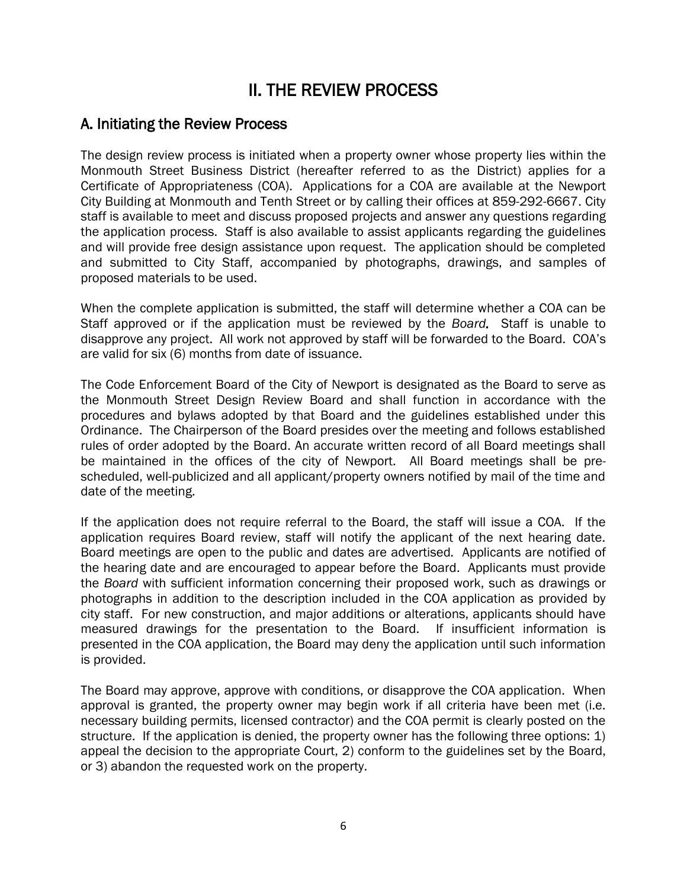# II. THE REVIEW PROCESS

## A. Initiating the Review Process

The design review process is initiated when a property owner whose property lies within the Monmouth Street Business District (hereafter referred to as the District) applies for a Certificate of Appropriateness (COA). Applications for a COA are available at the Newport City Building at Monmouth and Tenth Street or by calling their offices at 859-292-6667. City staff is available to meet and discuss proposed projects and answer any questions regarding the application process. Staff is also available to assist applicants regarding the guidelines and will provide free design assistance upon request. The application should be completed and submitted to City Staff, accompanied by photographs, drawings, and samples of proposed materials to be used.

When the complete application is submitted, the staff will determine whether a COA can be Staff approved or if the application must be reviewed by the *Board*. Staff is unable to disapprove any project. All work not approved by staff will be forwarded to the Board. COA's are valid for six (6) months from date of issuance.

The Code Enforcement Board of the City of Newport is designated as the Board to serve as the Monmouth Street Design Review Board and shall function in accordance with the procedures and bylaws adopted by that Board and the guidelines established under this Ordinance. The Chairperson of the Board presides over the meeting and follows established rules of order adopted by the Board. An accurate written record of all Board meetings shall be maintained in the offices of the city of Newport. All Board meetings shall be pre-scheduled, well-publicized and all applicant/property owners notified by mail of the time and date of the meeting.

If the application does not require referral to the Board, the staff will issue a COA. If the application requires Board review, staff will notify the applicant of the next hearing date. Board meetings are open to the public and dates are advertised. Applicants are notified of the hearing date and are encouraged to appear before the Board. Applicants must provide the *Board* with sufficient information concerning their proposed work, such as drawings or photographs in addition to the description included in the COA application as provided by city staff. For new construction, and major additions or alterations, applicants should have measured drawings for the presentation to the Board. If insufficient information is presented in the COA application, the Board may deny the application until such information is provided.

The Board may approve, approve with conditions, or disapprove the COA application. When approval is granted, the property owner may begin work if all criteria have been met (i.e. necessary building permits, licensed contractor) and the COA permit is clearly posted on the structure. If the application is denied, the property owner has the following three options: 1) appeal the decision to the appropriate Court, 2) conform to the guidelines set by the Board, or 3) abandon the requested work on the property.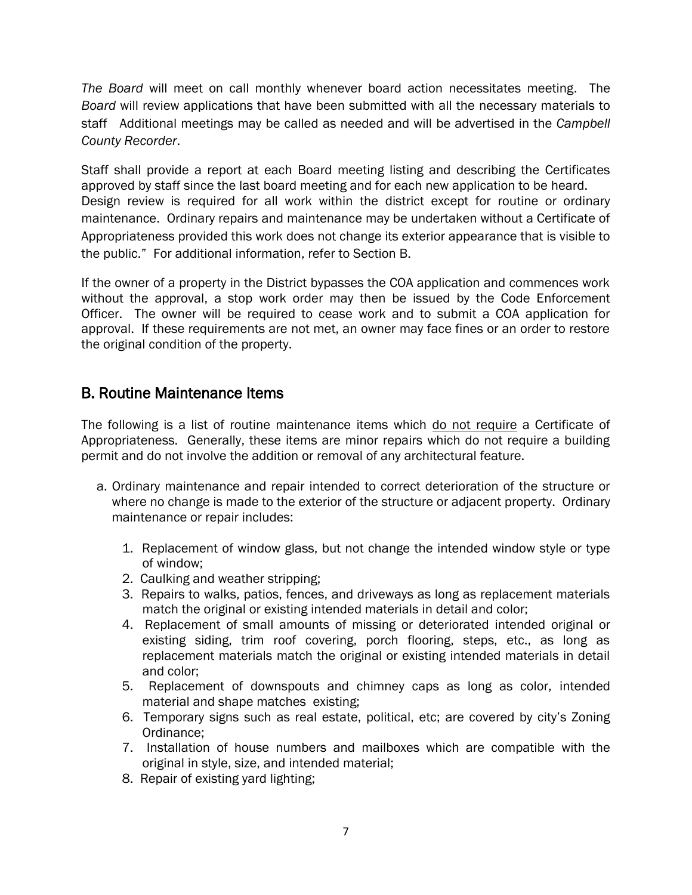*The Board* will meet on call monthly whenever board action necessitates meeting. The *Board* will review applications that have been submitted with all the necessary materials to staff Additional meetings may be called as needed and will be advertised in the *Campbell County Recorder*.

Staff shall provide a report at each Board meeting listing and describing the Certificates approved by staff since the last board meeting and for each new application to be heard. Design review is required for all work within the district except for routine or ordinary maintenance. Ordinary repairs and maintenance may be undertaken without a Certificate of Appropriateness provided this work does not change its exterior appearance that is visible to the public." For additional information, refer to Section B.

If the owner of a property in the District bypasses the COA application and commences work without the approval, a stop work order may then be issued by the Code Enforcement Officer. The owner will be required to cease work and to submit a COA application for approval. If these requirements are not met, an owner may face fines or an order to restore the original condition of the property.

## B. Routine Maintenance Items

The following is a list of routine maintenance items which <u>do not require</u> a Certificate of Appropriateness. Generally, these items are minor repairs which do not require a building permit and do not involve the addition or removal of any architectural feature.

a. Ordinary maintenance and repair intended to correct deterioration of the structure or where no change is made to the exterior of the structure or adjacent property. Ordinary maintenance or repair includes:

   1. Replacement of window glass, but not change the intended window style or type of window;
   2. Caulking and weather stripping;
   3. Repairs to walks, patios, fences, and driveways as long as replacement materials match the original or existing intended materials in detail and color;
   4. Replacement of small amounts of missing or deteriorated intended original or existing siding, trim roof covering, porch flooring, steps, etc., as long as replacement materials match the original or existing intended materials in detail and color;
   5. Replacement of downspouts and chimney caps as long as color, intended material and shape matches existing;
   6. Temporary signs such as real estate, political, etc; are covered by city's Zoning Ordinance;
   7. Installation of house numbers and mailboxes which are compatible with the original in style, size, and intended material;
   8. Repair of existing yard lighting;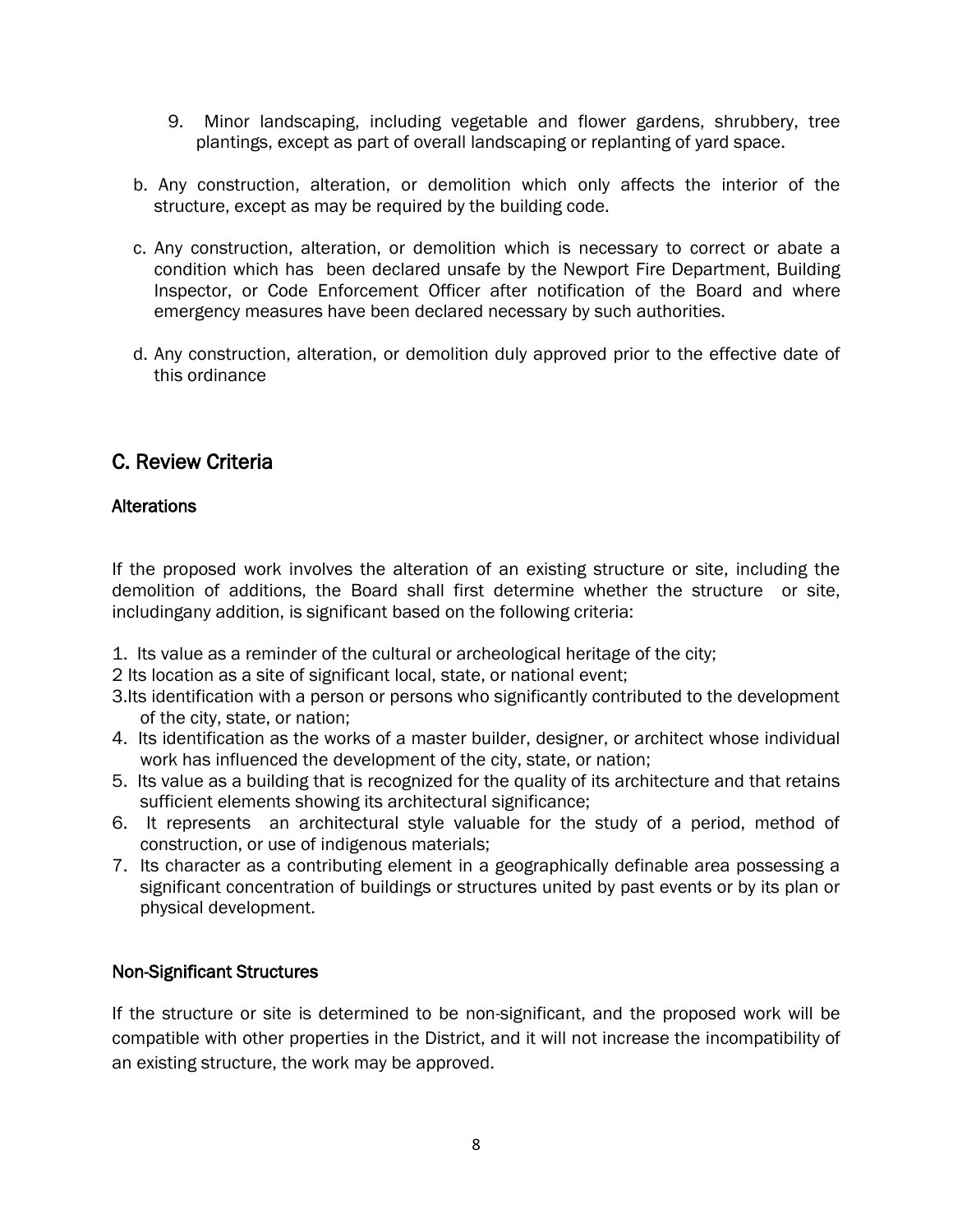9. Minor landscaping, including vegetable and flower gardens, shrubbery, tree plantings, except as part of overall landscaping or replanting of yard space.

b. Any construction, alteration, or demolition which only affects the interior of the structure, except as may be required by the building code.

c. Any construction, alteration, or demolition which is necessary to correct or abate a condition which has been declared unsafe by the Newport Fire Department, Building Inspector, or Code Enforcement Officer after notification of the Board and where emergency measures have been declared necessary by such authorities.

d. Any construction, alteration, or demolition duly approved prior to the effective date of this ordinance

## C. Review Criteria

### Alterations

If the proposed work involves the alteration of an existing structure or site, including the demolition of additions, the Board shall first determine whether the structure or site, includingany addition, is significant based on the following criteria:

1. Its value as a reminder of the cultural or archeological heritage of the city;
2 Its location as a site of significant local, state, or national event;
3.Its identification with a person or persons who significantly contributed to the development of the city, state, or nation;
4. Its identification as the works of a master builder, designer, or architect whose individual work has influenced the development of the city, state, or nation;
5. Its value as a building that is recognized for the quality of its architecture and that retains sufficient elements showing its architectural significance;
6. It represents an architectural style valuable for the study of a period, method of construction, or use of indigenous materials;
7. Its character as a contributing element in a geographically definable area possessing a significant concentration of buildings or structures united by past events or by its plan or physical development.

### Non-Significant Structures

If the structure or site is determined to be non-significant, and the proposed work will be compatible with other properties in the District, and it will not increase the incompatibility of an existing structure, the work may be approved.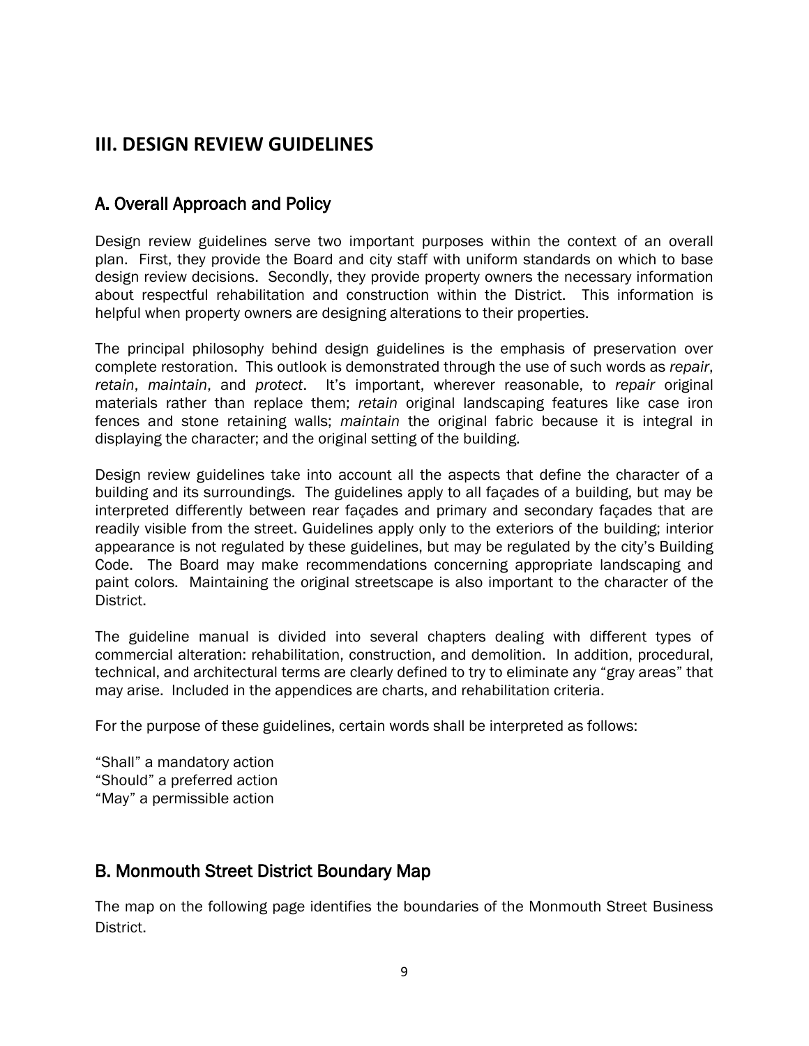# III. DESIGN REVIEW GUIDELINES

## A. Overall Approach and Policy

Design review guidelines serve two important purposes within the context of an overall plan. First, they provide the Board and city staff with uniform standards on which to base design review decisions. Secondly, they provide property owners the necessary information about respectful rehabilitation and construction within the District. This information is helpful when property owners are designing alterations to their properties.

The principal philosophy behind design guidelines is the emphasis of preservation over complete restoration. This outlook is demonstrated through the use of such words as *repair*, *retain*, *maintain*, and *protect*. It's important, wherever reasonable, to *repair* original materials rather than replace them; *retain* original landscaping features like case iron fences and stone retaining walls; *maintain* the original fabric because it is integral in displaying the character; and the original setting of the building.

Design review guidelines take into account all the aspects that define the character of a building and its surroundings. The guidelines apply to all façades of a building, but may be interpreted differently between rear façades and primary and secondary façades that are readily visible from the street. Guidelines apply only to the exteriors of the building; interior appearance is not regulated by these guidelines, but may be regulated by the city's Building Code. The Board may make recommendations concerning appropriate landscaping and paint colors. Maintaining the original streetscape is also important to the character of the District.

The guideline manual is divided into several chapters dealing with different types of commercial alteration: rehabilitation, construction, and demolition. In addition, procedural, technical, and architectural terms are clearly defined to try to eliminate any "gray areas" that may arise. Included in the appendices are charts, and rehabilitation criteria.

For the purpose of these guidelines, certain words shall be interpreted as follows:

"Shall" a mandatory action
"Should" a preferred action
"May" a permissible action

## B. Monmouth Street District Boundary Map

The map on the following page identifies the boundaries of the Monmouth Street Business District.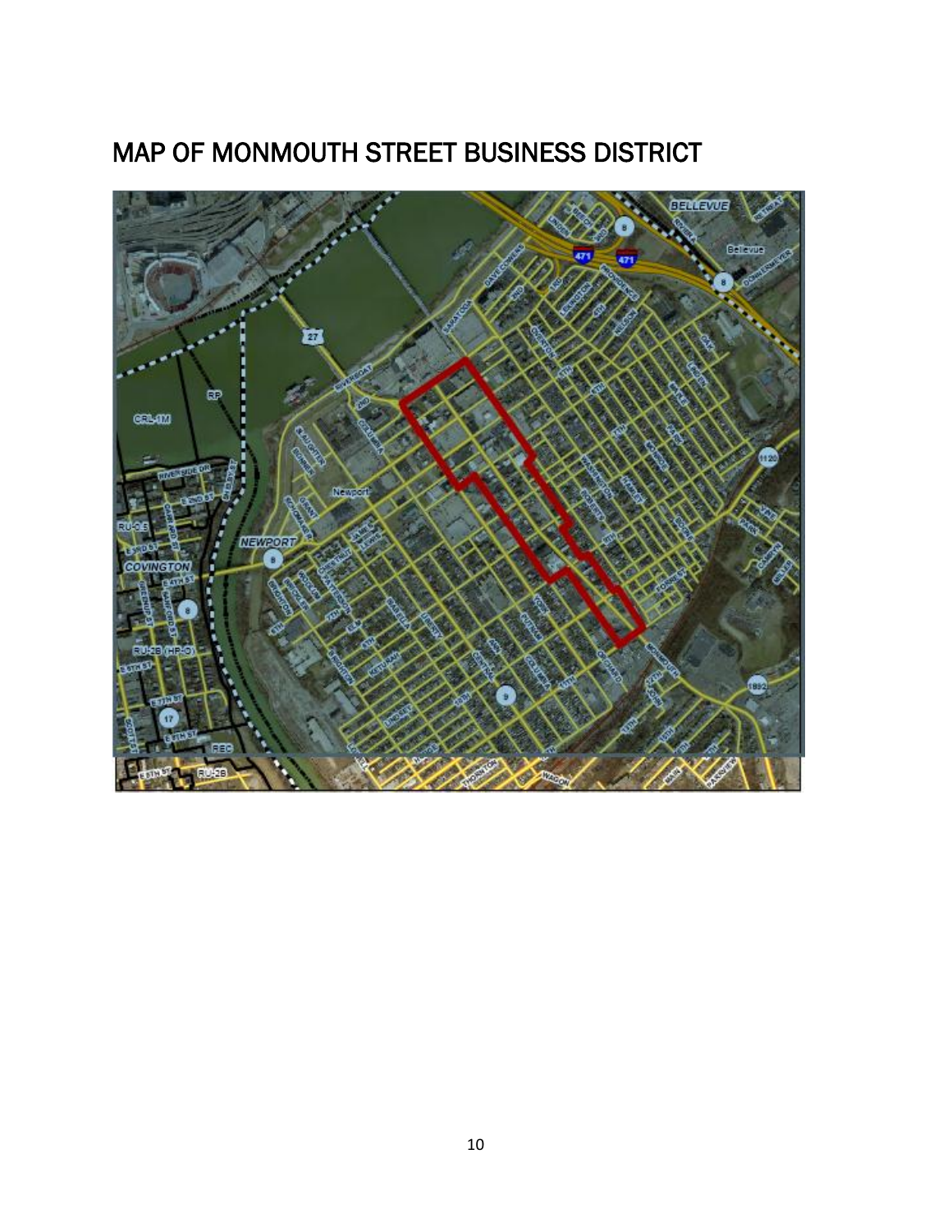# MAP OF MONMOUTH STREET BUSINESS DISTRICT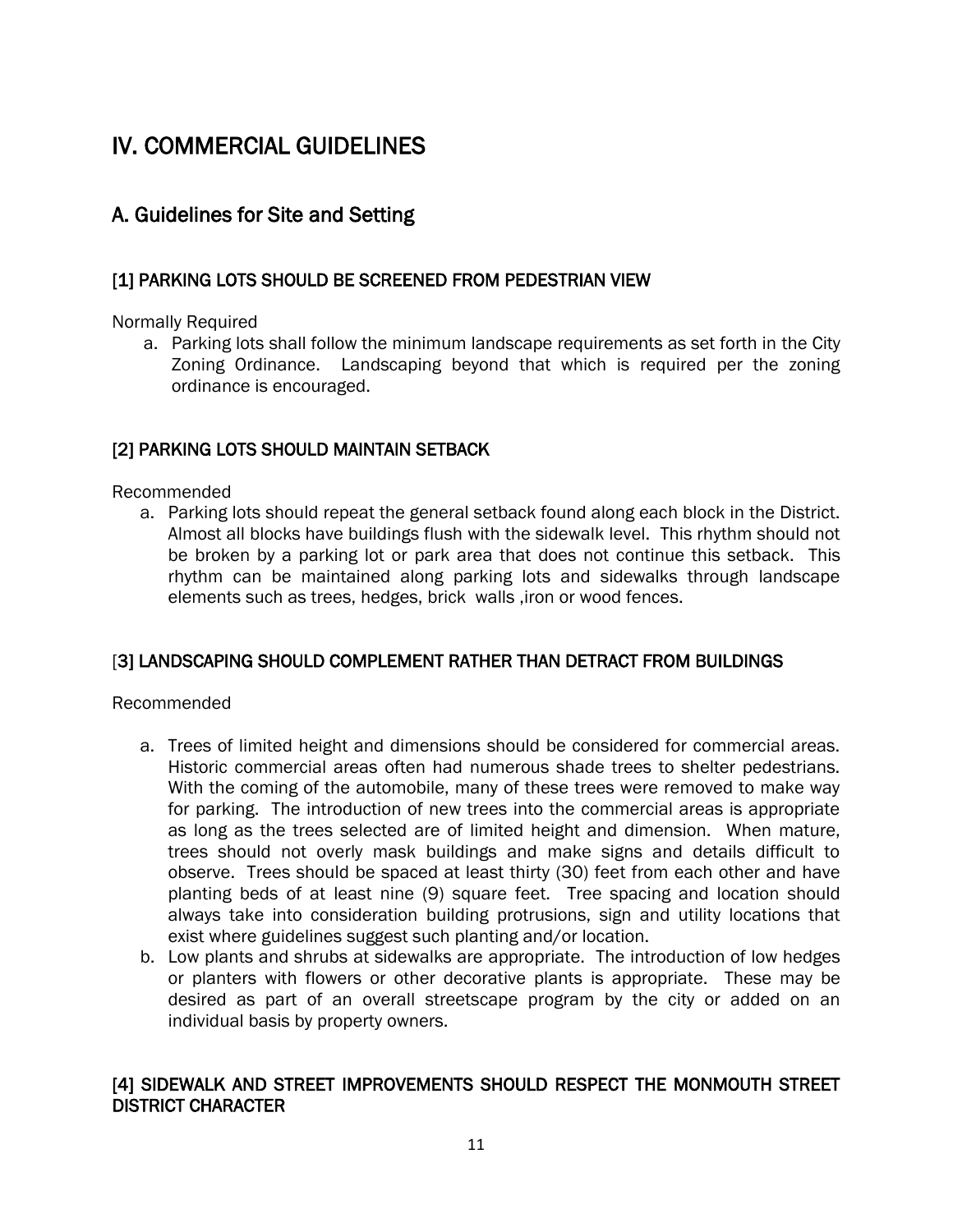# IV. COMMERCIAL GUIDELINES

## A. Guidelines for Site and Setting

### [1] PARKING LOTS SHOULD BE SCREENED FROM PEDESTRIAN VIEW

Normally Required

a. Parking lots shall follow the minimum landscape requirements as set forth in the City Zoning Ordinance. Landscaping beyond that which is required per the zoning ordinance is encouraged.

### [2] PARKING LOTS SHOULD MAINTAIN SETBACK

Recommended

a. Parking lots should repeat the general setback found along each block in the District. Almost all blocks have buildings flush with the sidewalk level. This rhythm should not be broken by a parking lot or park area that does not continue this setback. This rhythm can be maintained along parking lots and sidewalks through landscape elements such as trees, hedges, brick walls ,iron or wood fences.

### [3] LANDSCAPING SHOULD COMPLEMENT RATHER THAN DETRACT FROM BUILDINGS

Recommended

a. Trees of limited height and dimensions should be considered for commercial areas. Historic commercial areas often had numerous shade trees to shelter pedestrians. With the coming of the automobile, many of these trees were removed to make way for parking. The introduction of new trees into the commercial areas is appropriate as long as the trees selected are of limited height and dimension. When mature, trees should not overly mask buildings and make signs and details difficult to observe. Trees should be spaced at least thirty (30) feet from each other and have planting beds of at least nine (9) square feet. Tree spacing and location should always take into consideration building protrusions, sign and utility locations that exist where guidelines suggest such planting and/or location.
b. Low plants and shrubs at sidewalks are appropriate. The introduction of low hedges or planters with flowers or other decorative plants is appropriate. These may be desired as part of an overall streetscape program by the city or added on an individual basis by property owners.

### [4] SIDEWALK AND STREET IMPROVEMENTS SHOULD RESPECT THE MONMOUTH STREET DISTRICT CHARACTER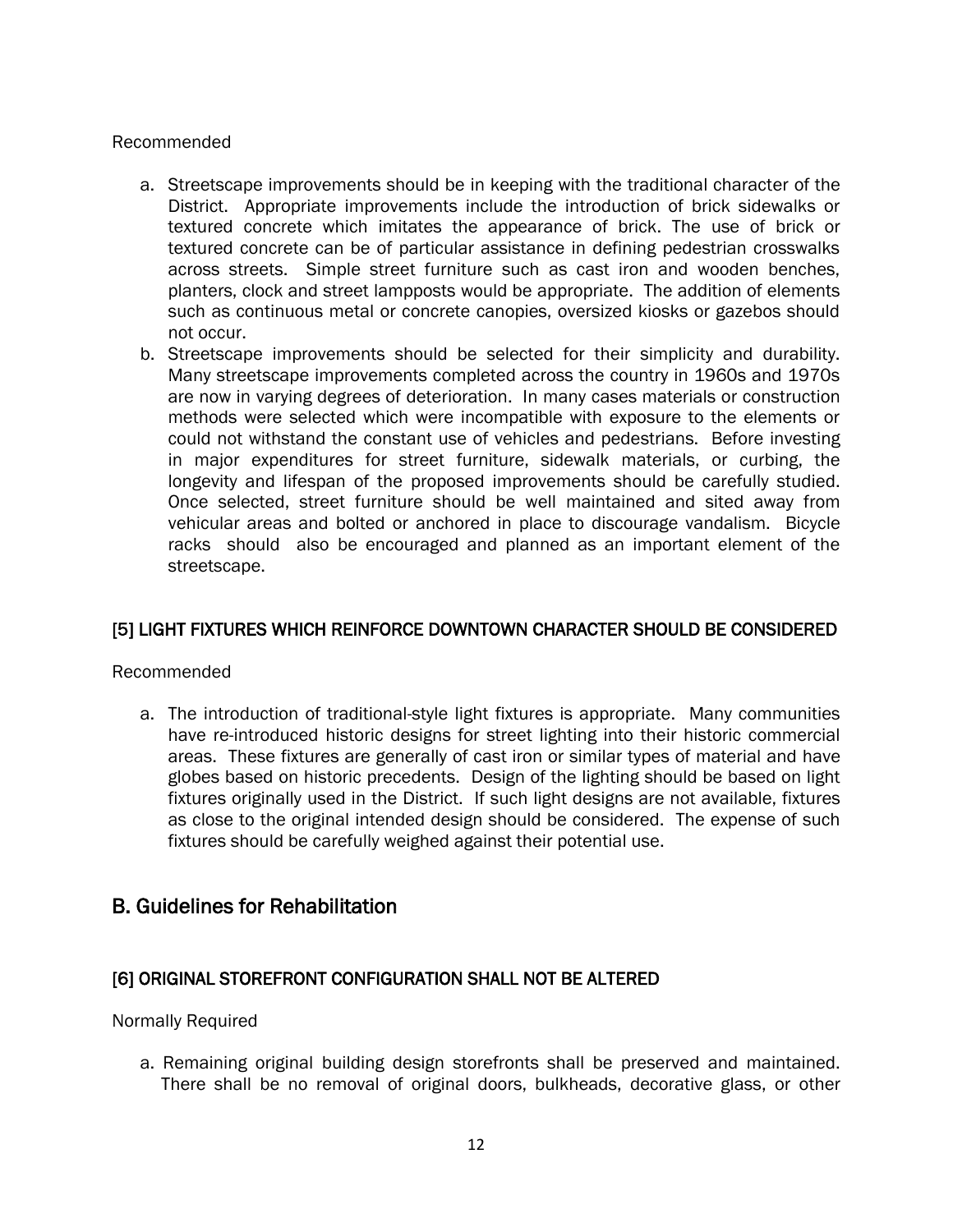Recommended

a. Streetscape improvements should be in keeping with the traditional character of the District. Appropriate improvements include the introduction of brick sidewalks or textured concrete which imitates the appearance of brick. The use of brick or textured concrete can be of particular assistance in defining pedestrian crosswalks across streets. Simple street furniture such as cast iron and wooden benches, planters, clock and street lampposts would be appropriate. The addition of elements such as continuous metal or concrete canopies, oversized kiosks or gazebos should not occur.
b. Streetscape improvements should be selected for their simplicity and durability. Many streetscape improvements completed across the country in 1960s and 1970s are now in varying degrees of deterioration. In many cases materials or construction methods were selected which were incompatible with exposure to the elements or could not withstand the constant use of vehicles and pedestrians. Before investing in major expenditures for street furniture, sidewalk materials, or curbing, the longevity and lifespan of the proposed improvements should be carefully studied. Once selected, street furniture should be well maintained and sited away from vehicular areas and bolted or anchored in place to discourage vandalism. Bicycle racks should also be encouraged and planned as an important element of the streetscape.

### [5] LIGHT FIXTURES WHICH REINFORCE DOWNTOWN CHARACTER SHOULD BE CONSIDERED

Recommended

a. The introduction of traditional-style light fixtures is appropriate. Many communities have re-introduced historic designs for street lighting into their historic commercial areas. These fixtures are generally of cast iron or similar types of material and have globes based on historic precedents. Design of the lighting should be based on light fixtures originally used in the District. If such light designs are not available, fixtures as close to the original intended design should be considered. The expense of such fixtures should be carefully weighed against their potential use.

## B. Guidelines for Rehabilitation

### [6] ORIGINAL STOREFRONT CONFIGURATION SHALL NOT BE ALTERED

Normally Required

a. Remaining original building design storefronts shall be preserved and maintained. There shall be no removal of original doors, bulkheads, decorative glass, or other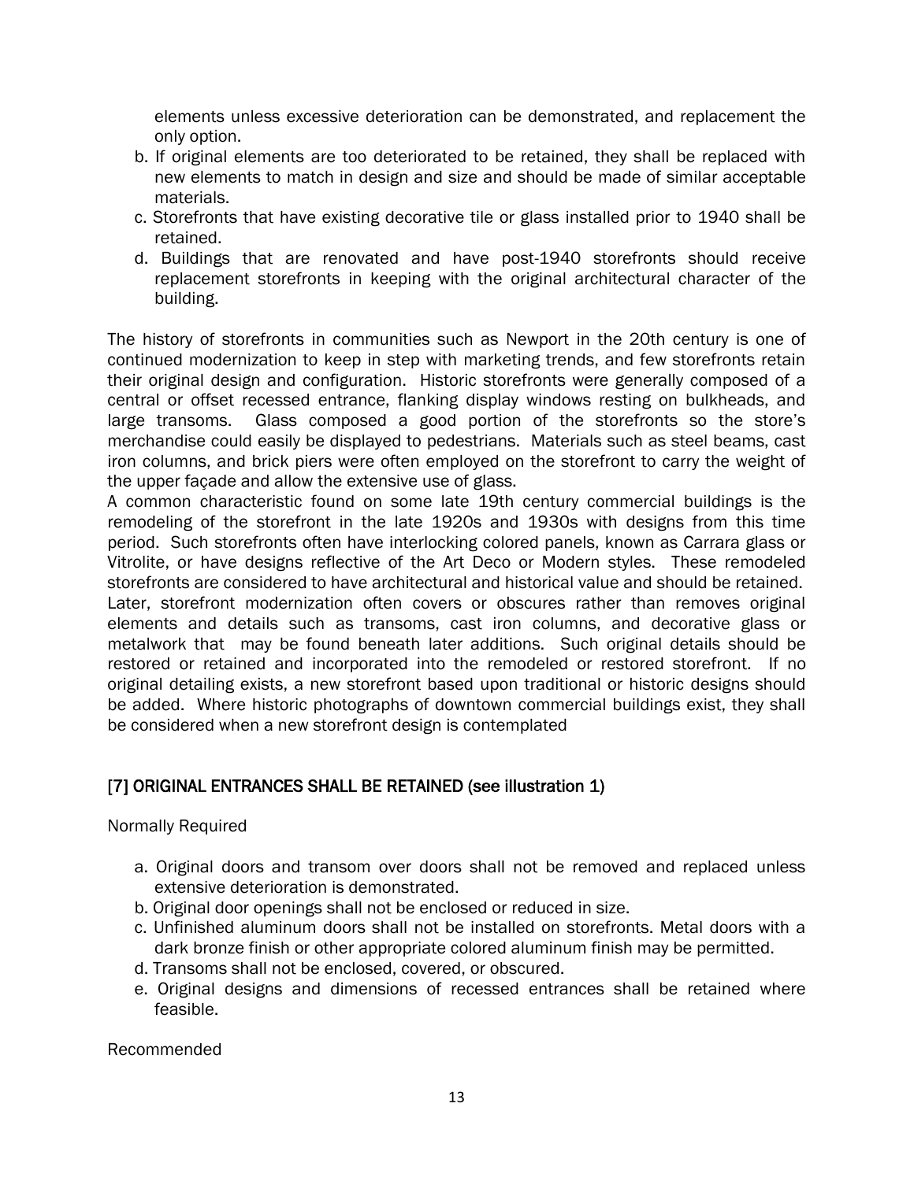elements unless excessive deterioration can be demonstrated, and replacement the only option.

b. If original elements are too deteriorated to be retained, they shall be replaced with new elements to match in design and size and should be made of similar acceptable materials.
c. Storefronts that have existing decorative tile or glass installed prior to 1940 shall be retained.
d. Buildings that are renovated and have post-1940 storefronts should receive replacement storefronts in keeping with the original architectural character of the building.

The history of storefronts in communities such as Newport in the 20th century is one of continued modernization to keep in step with marketing trends, and few storefronts retain their original design and configuration. Historic storefronts were generally composed of a central or offset recessed entrance, flanking display windows resting on bulkheads, and large transoms. Glass composed a good portion of the storefronts so the store's merchandise could easily be displayed to pedestrians. Materials such as steel beams, cast iron columns, and brick piers were often employed on the storefront to carry the weight of the upper façade and allow the extensive use of glass.

A common characteristic found on some late 19th century commercial buildings is the remodeling of the storefront in the late 1920s and 1930s with designs from this time period. Such storefronts often have interlocking colored panels, known as Carrara glass or Vitrolite, or have designs reflective of the Art Deco or Modern styles. These remodeled storefronts are considered to have architectural and historical value and should be retained. Later, storefront modernization often covers or obscures rather than removes original elements and details such as transoms, cast iron columns, and decorative glass or metalwork that may be found beneath later additions. Such original details should be restored or retained and incorporated into the remodeled or restored storefront. If no original detailing exists, a new storefront based upon traditional or historic designs should be added. Where historic photographs of downtown commercial buildings exist, they shall be considered when a new storefront design is contemplated

## [7] ORIGINAL ENTRANCES SHALL BE RETAINED (see illustration 1)

Normally Required

a. Original doors and transom over doors shall not be removed and replaced unless extensive deterioration is demonstrated.
b. Original door openings shall not be enclosed or reduced in size.
c. Unfinished aluminum doors shall not be installed on storefronts. Metal doors with a dark bronze finish or other appropriate colored aluminum finish may be permitted.
d. Transoms shall not be enclosed, covered, or obscured.
e. Original designs and dimensions of recessed entrances shall be retained where feasible.

Recommended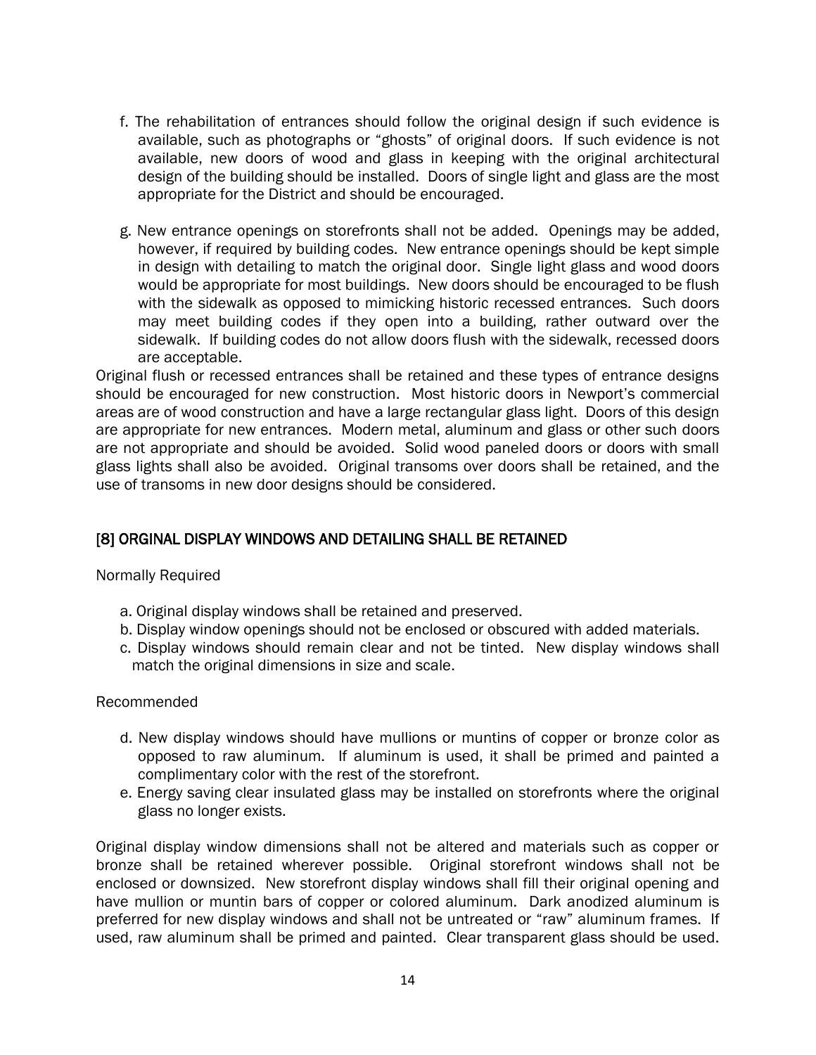f. The rehabilitation of entrances should follow the original design if such evidence is available, such as photographs or "ghosts" of original doors. If such evidence is not available, new doors of wood and glass in keeping with the original architectural design of the building should be installed. Doors of single light and glass are the most appropriate for the District and should be encouraged.

g. New entrance openings on storefronts shall not be added. Openings may be added, however, if required by building codes. New entrance openings should be kept simple in design with detailing to match the original door. Single light glass and wood doors would be appropriate for most buildings. New doors should be encouraged to be flush with the sidewalk as opposed to mimicking historic recessed entrances. Such doors may meet building codes if they open into a building, rather outward over the sidewalk. If building codes do not allow doors flush with the sidewalk, recessed doors are acceptable.

Original flush or recessed entrances shall be retained and these types of entrance designs should be encouraged for new construction. Most historic doors in Newport's commercial areas are of wood construction and have a large rectangular glass light. Doors of this design are appropriate for new entrances. Modern metal, aluminum and glass or other such doors are not appropriate and should be avoided. Solid wood paneled doors or doors with small glass lights shall also be avoided. Original transoms over doors shall be retained, and the use of transoms in new door designs should be considered.

## [8] ORGINAL DISPLAY WINDOWS AND DETAILING SHALL BE RETAINED

Normally Required

a. Original display windows shall be retained and preserved.
b. Display window openings should not be enclosed or obscured with added materials.
c. Display windows should remain clear and not be tinted. New display windows shall match the original dimensions in size and scale.

Recommended

d. New display windows should have mullions or muntins of copper or bronze color as opposed to raw aluminum. If aluminum is used, it shall be primed and painted a complimentary color with the rest of the storefront.
e. Energy saving clear insulated glass may be installed on storefronts where the original glass no longer exists.

Original display window dimensions shall not be altered and materials such as copper or bronze shall be retained wherever possible. Original storefront windows shall not be enclosed or downsized. New storefront display windows shall fill their original opening and have mullion or muntin bars of copper or colored aluminum. Dark anodized aluminum is preferred for new display windows and shall not be untreated or "raw" aluminum frames. If used, raw aluminum shall be primed and painted. Clear transparent glass should be used.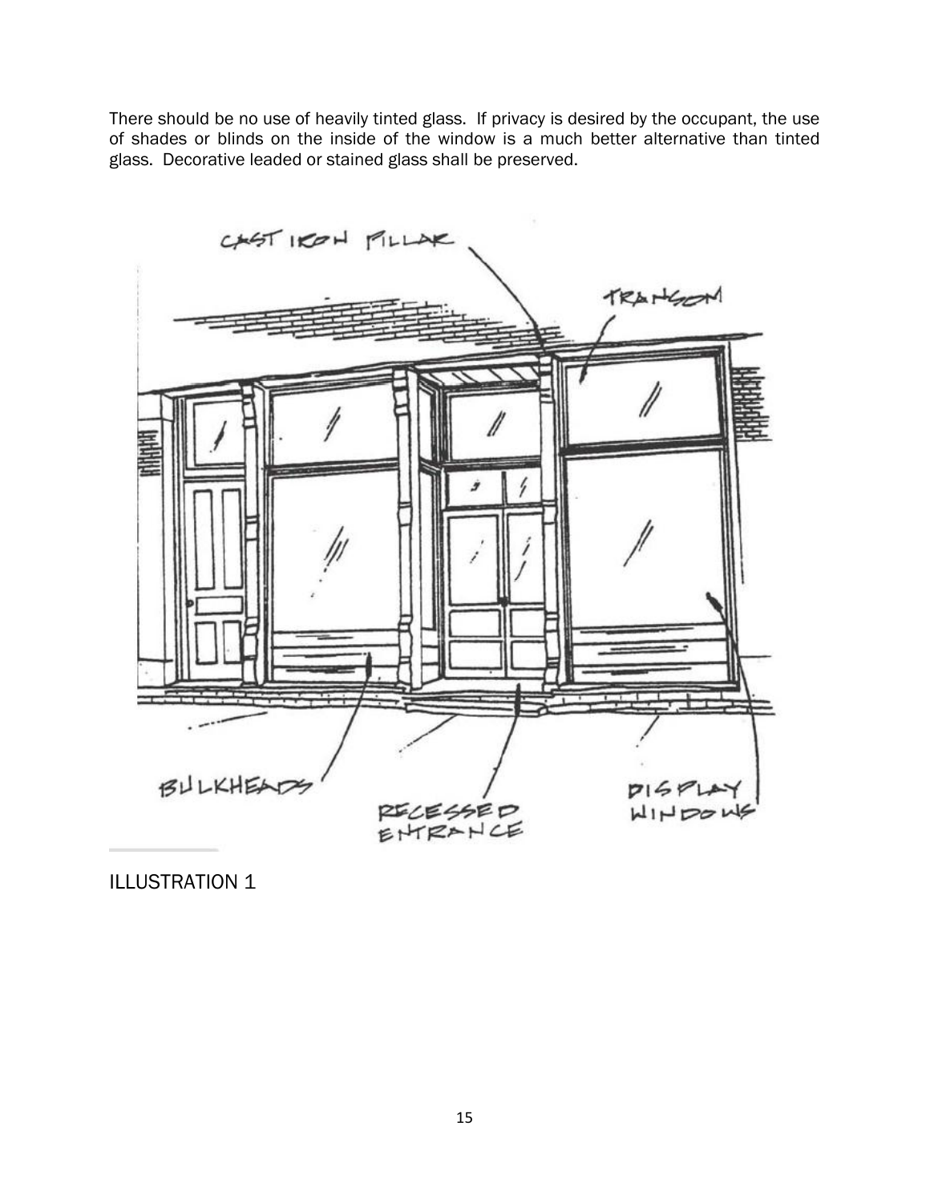There should be no use of heavily tinted glass. If privacy is desired by the occupant, the use of shades or blinds on the inside of the window is a much better alternative than tinted glass. Decorative leaded or stained glass shall be preserved.

ILLUSTRATION 1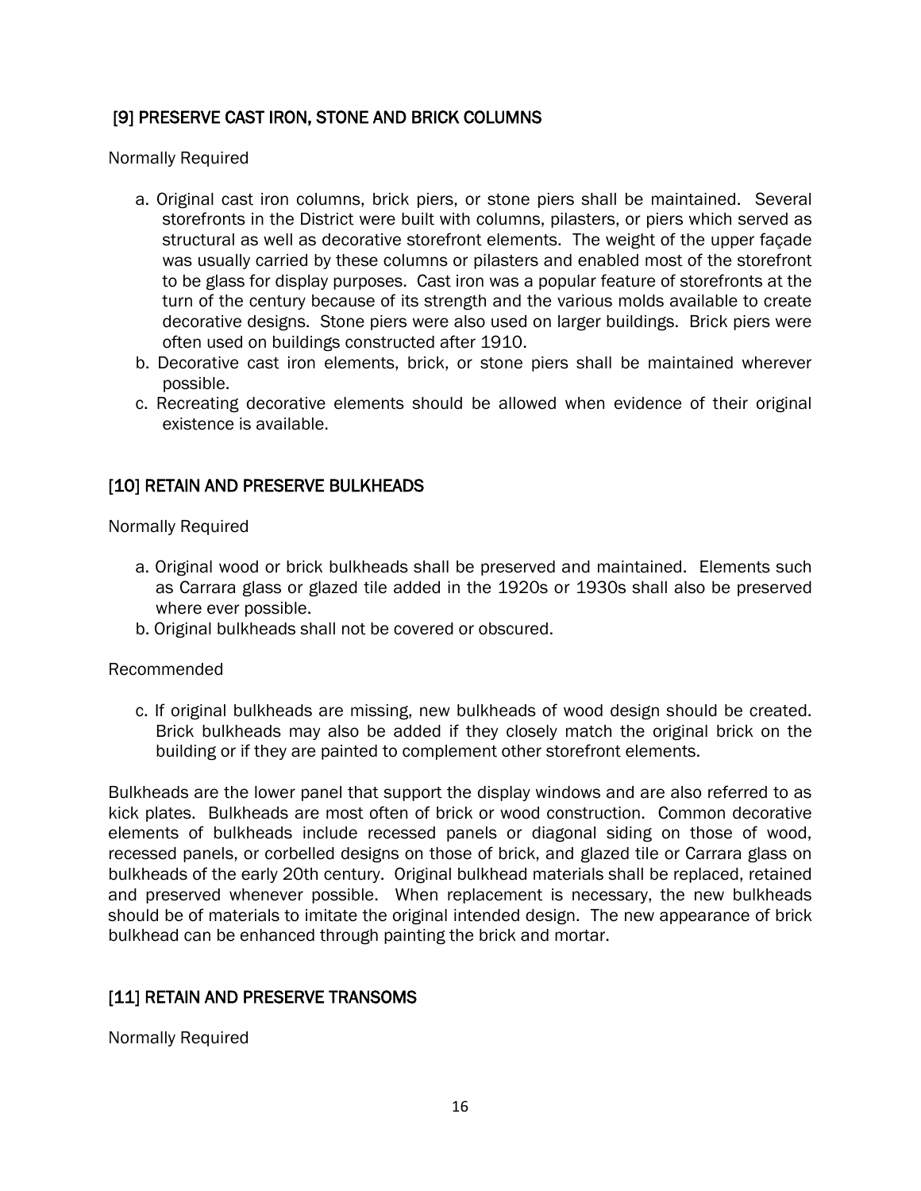## [9] PRESERVE CAST IRON, STONE AND BRICK COLUMNS

Normally Required

a. Original cast iron columns, brick piers, or stone piers shall be maintained. Several storefronts in the District were built with columns, pilasters, or piers which served as structural as well as decorative storefront elements. The weight of the upper façade was usually carried by these columns or pilasters and enabled most of the storefront to be glass for display purposes. Cast iron was a popular feature of storefronts at the turn of the century because of its strength and the various molds available to create decorative designs. Stone piers were also used on larger buildings. Brick piers were often used on buildings constructed after 1910.
b. Decorative cast iron elements, brick, or stone piers shall be maintained wherever possible.
c. Recreating decorative elements should be allowed when evidence of their original existence is available.

## [10] RETAIN AND PRESERVE BULKHEADS

Normally Required

a. Original wood or brick bulkheads shall be preserved and maintained. Elements such as Carrara glass or glazed tile added in the 1920s or 1930s shall also be preserved where ever possible.
b. Original bulkheads shall not be covered or obscured.

Recommended

c. If original bulkheads are missing, new bulkheads of wood design should be created. Brick bulkheads may also be added if they closely match the original brick on the building or if they are painted to complement other storefront elements.

Bulkheads are the lower panel that support the display windows and are also referred to as kick plates. Bulkheads are most often of brick or wood construction. Common decorative elements of bulkheads include recessed panels or diagonal siding on those of wood, recessed panels, or corbelled designs on those of brick, and glazed tile or Carrara glass on bulkheads of the early 20th century. Original bulkhead materials shall be replaced, retained and preserved whenever possible. When replacement is necessary, the new bulkheads should be of materials to imitate the original intended design. The new appearance of brick bulkhead can be enhanced through painting the brick and mortar.

## [11] RETAIN AND PRESERVE TRANSOMS

Normally Required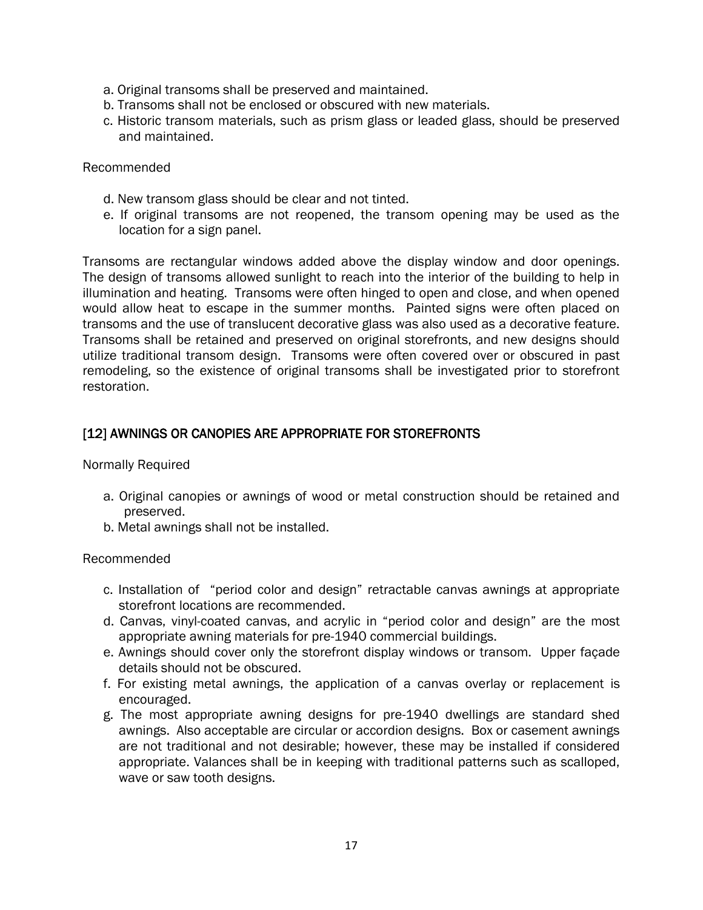a. Original transoms shall be preserved and maintained.
b. Transoms shall not be enclosed or obscured with new materials.
c. Historic transom materials, such as prism glass or leaded glass, should be preserved and maintained.

Recommended

d. New transom glass should be clear and not tinted.
e. If original transoms are not reopened, the transom opening may be used as the location for a sign panel.

Transoms are rectangular windows added above the display window and door openings. The design of transoms allowed sunlight to reach into the interior of the building to help in illumination and heating. Transoms were often hinged to open and close, and when opened would allow heat to escape in the summer months. Painted signs were often placed on transoms and the use of translucent decorative glass was also used as a decorative feature. Transoms shall be retained and preserved on original storefronts, and new designs should utilize traditional transom design. Transoms were often covered over or obscured in past remodeling, so the existence of original transoms shall be investigated prior to storefront restoration.

## [12] AWNINGS OR CANOPIES ARE APPROPRIATE FOR STOREFRONTS

Normally Required

a. Original canopies or awnings of wood or metal construction should be retained and preserved.
b. Metal awnings shall not be installed.

Recommended

c. Installation of "period color and design" retractable canvas awnings at appropriate storefront locations are recommended.
d. Canvas, vinyl-coated canvas, and acrylic in "period color and design" are the most appropriate awning materials for pre-1940 commercial buildings.
e. Awnings should cover only the storefront display windows or transom. Upper façade details should not be obscured.
f. For existing metal awnings, the application of a canvas overlay or replacement is encouraged.
g. The most appropriate awning designs for pre-1940 dwellings are standard shed awnings. Also acceptable are circular or accordion designs. Box or casement awnings are not traditional and not desirable; however, these may be installed if considered appropriate. Valances shall be in keeping with traditional patterns such as scalloped, wave or saw tooth designs.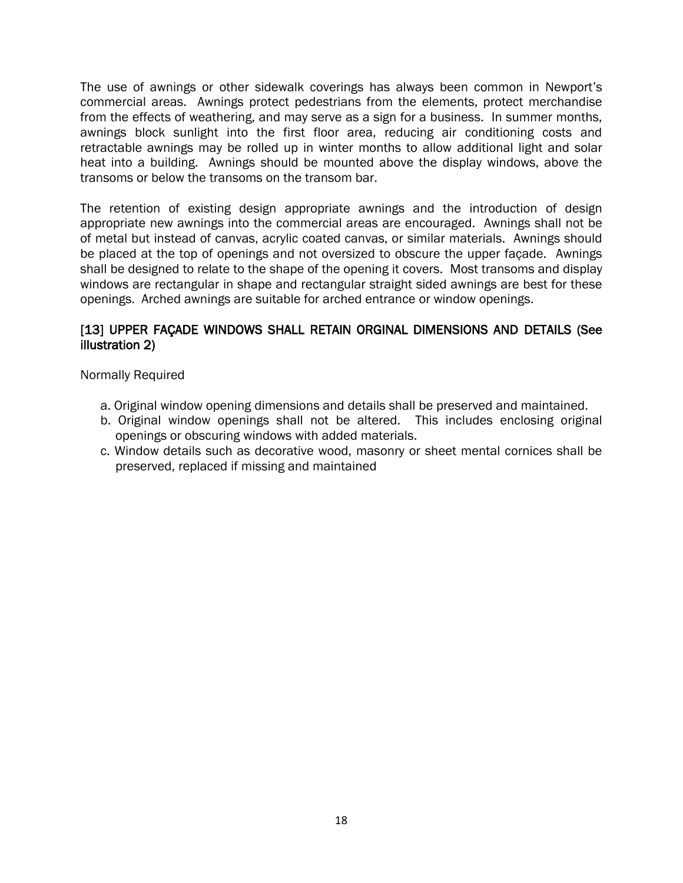The use of awnings or other sidewalk coverings has always been common in Newport's commercial areas. Awnings protect pedestrians from the elements, protect merchandise from the effects of weathering, and may serve as a sign for a business. In summer months, awnings block sunlight into the first floor area, reducing air conditioning costs and retractable awnings may be rolled up in winter months to allow additional light and solar heat into a building. Awnings should be mounted above the display windows, above the transoms or below the transoms on the transom bar.

The retention of existing design appropriate awnings and the introduction of design appropriate new awnings into the commercial areas are encouraged. Awnings shall not be of metal but instead of canvas, acrylic coated canvas, or similar materials. Awnings should be placed at the top of openings and not oversized to obscure the upper façade. Awnings shall be designed to relate to the shape of the opening it covers. Most transoms and display windows are rectangular in shape and rectangular straight sided awnings are best for these openings. Arched awnings are suitable for arched entrance or window openings.

### [13] UPPER FAÇADE WINDOWS SHALL RETAIN ORGINAL DIMENSIONS AND DETAILS (See illustration 2)

Normally Required

a. Original window opening dimensions and details shall be preserved and maintained.
b. Original window openings shall not be altered. This includes enclosing original openings or obscuring windows with added materials.
c. Window details such as decorative wood, masonry or sheet mental cornices shall be preserved, replaced if missing and maintained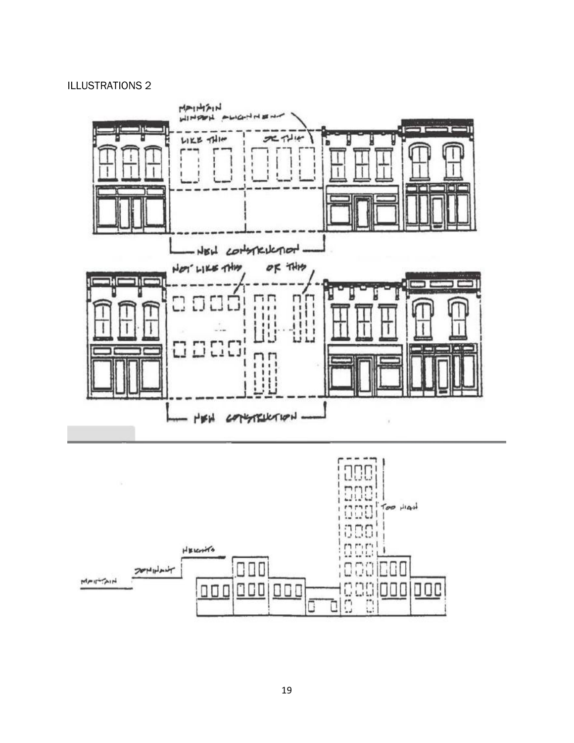ILLUSTRATIONS 2

MAINTAIN WINDOW ALIGNMENT

LIKE THIS

OR THIS

NEW CONSTRUCTION

NOT LIKE THIS

OR THIS

NEW CONSTRUCTION

MAINTAIN DOMINANT HEIGHTS

TOO HIGH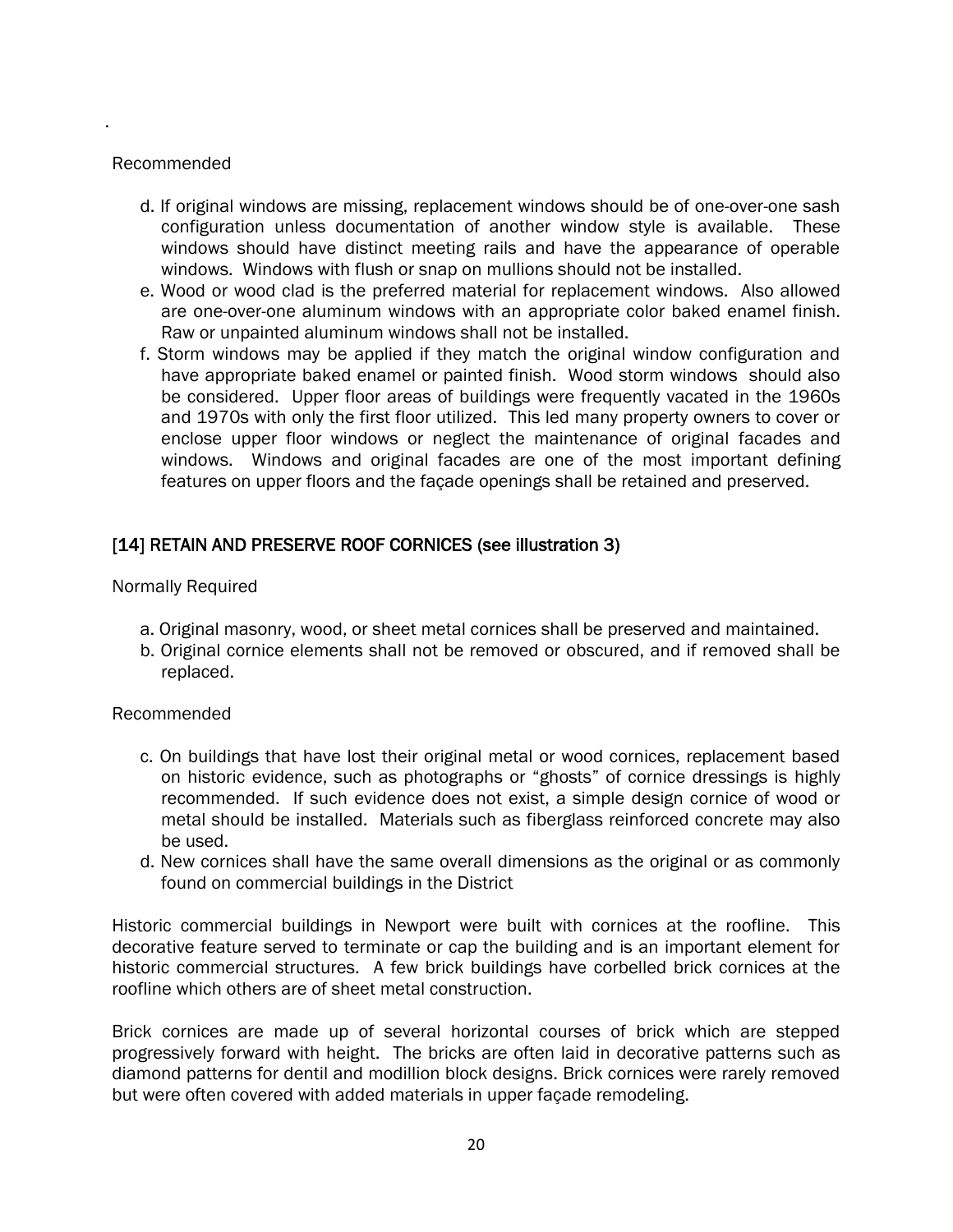Recommended

d. If original windows are missing, replacement windows should be of one-over-one sash configuration unless documentation of another window style is available. These windows should have distinct meeting rails and have the appearance of operable windows. Windows with flush or snap on mullions should not be installed.

e. Wood or wood clad is the preferred material for replacement windows. Also allowed are one-over-one aluminum windows with an appropriate color baked enamel finish. Raw or unpainted aluminum windows shall not be installed.

f. Storm windows may be applied if they match the original window configuration and have appropriate baked enamel or painted finish. Wood storm windows should also be considered. Upper floor areas of buildings were frequently vacated in the 1960s and 1970s with only the first floor utilized. This led many property owners to cover or enclose upper floor windows or neglect the maintenance of original facades and windows. Windows and original facades are one of the most important defining features on upper floors and the façade openings shall be retained and preserved.

## [14] RETAIN AND PRESERVE ROOF CORNICES (see illustration 3)

Normally Required

a. Original masonry, wood, or sheet metal cornices shall be preserved and maintained.

b. Original cornice elements shall not be removed or obscured, and if removed shall be replaced.

Recommended

c. On buildings that have lost their original metal or wood cornices, replacement based on historic evidence, such as photographs or "ghosts" of cornice dressings is highly recommended. If such evidence does not exist, a simple design cornice of wood or metal should be installed. Materials such as fiberglass reinforced concrete may also be used.

d. New cornices shall have the same overall dimensions as the original or as commonly found on commercial buildings in the District

Historic commercial buildings in Newport were built with cornices at the roofline. This decorative feature served to terminate or cap the building and is an important element for historic commercial structures. A few brick buildings have corbelled brick cornices at the roofline which others are of sheet metal construction.

Brick cornices are made up of several horizontal courses of brick which are stepped progressively forward with height. The bricks are often laid in decorative patterns such as diamond patterns for dentil and modillion block designs. Brick cornices were rarely removed but were often covered with added materials in upper façade remodeling.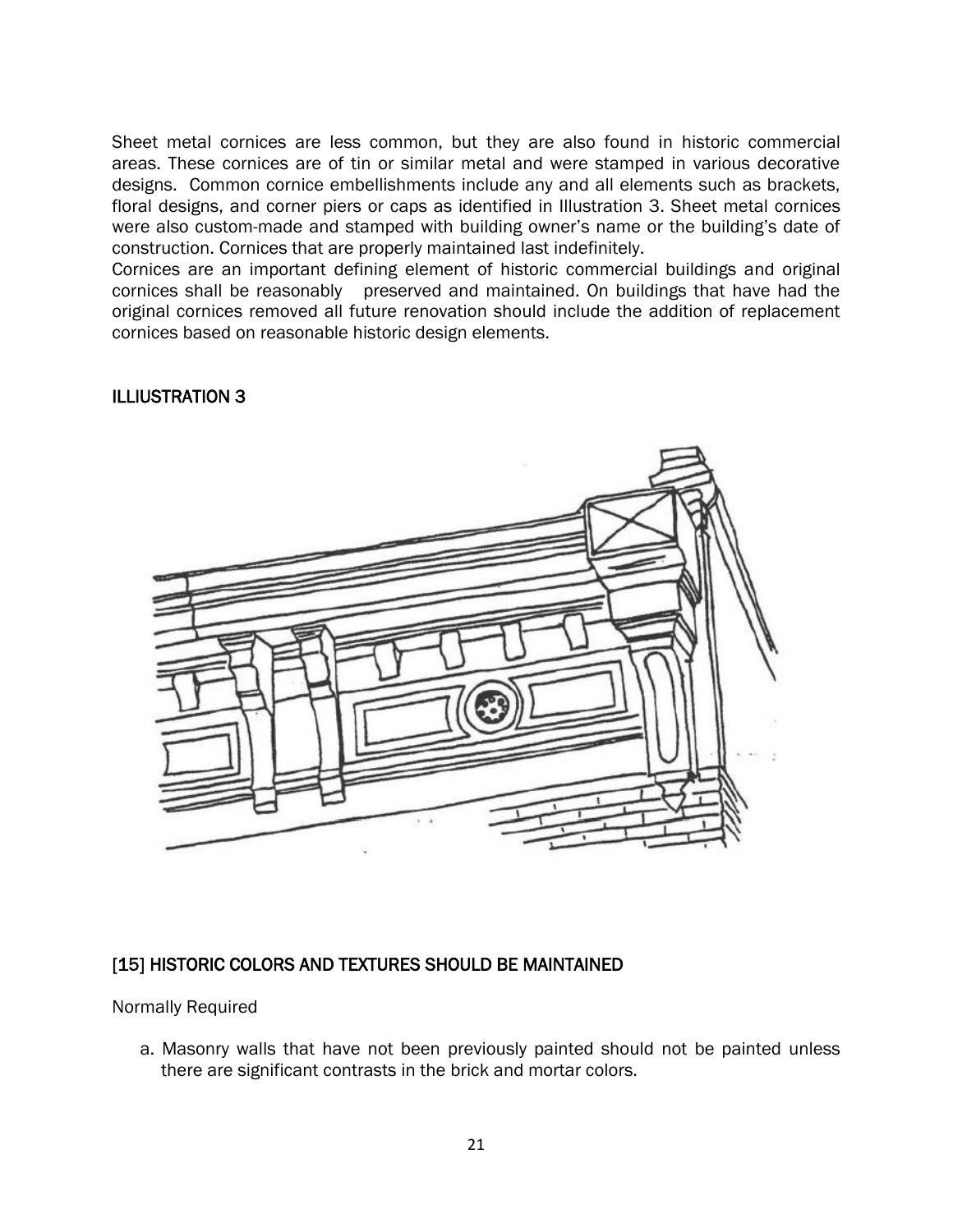Sheet metal cornices are less common, but they are also found in historic commercial areas. These cornices are of tin or similar metal and were stamped in various decorative designs. Common cornice embellishments include any and all elements such as brackets, floral designs, and corner piers or caps as identified in Illustration 3. Sheet metal cornices were also custom-made and stamped with building owner's name or the building's date of construction. Cornices that are properly maintained last indefinitely.

Cornices are an important defining element of historic commercial buildings and original cornices shall be reasonably preserved and maintained. On buildings that have had the original cornices removed all future renovation should include the addition of replacement cornices based on reasonable historic design elements.

ILLIUSTRATION 3

## [15] HISTORIC COLORS AND TEXTURES SHOULD BE MAINTAINED

Normally Required

a. Masonry walls that have not been previously painted should not be painted unless there are significant contrasts in the brick and mortar colors.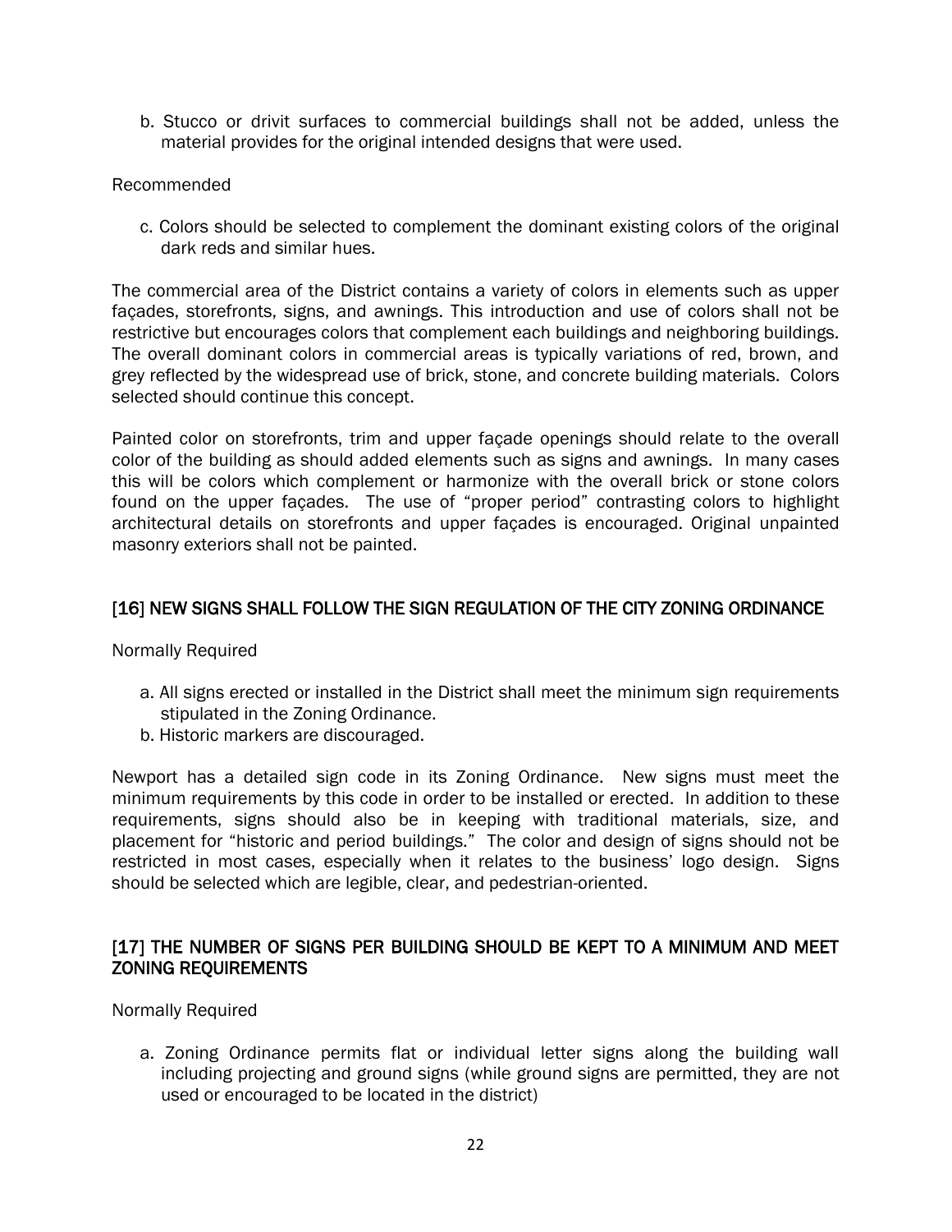b. Stucco or drivit surfaces to commercial buildings shall not be added, unless the material provides for the original intended designs that were used.

Recommended

c. Colors should be selected to complement the dominant existing colors of the original dark reds and similar hues.

The commercial area of the District contains a variety of colors in elements such as upper façades, storefronts, signs, and awnings. This introduction and use of colors shall not be restrictive but encourages colors that complement each buildings and neighboring buildings. The overall dominant colors in commercial areas is typically variations of red, brown, and grey reflected by the widespread use of brick, stone, and concrete building materials. Colors selected should continue this concept.

Painted color on storefronts, trim and upper façade openings should relate to the overall color of the building as should added elements such as signs and awnings. In many cases this will be colors which complement or harmonize with the overall brick or stone colors found on the upper façades. The use of "proper period" contrasting colors to highlight architectural details on storefronts and upper façades is encouraged. Original unpainted masonry exteriors shall not be painted.

## [16] NEW SIGNS SHALL FOLLOW THE SIGN REGULATION OF THE CITY ZONING ORDINANCE

Normally Required

a. All signs erected or installed in the District shall meet the minimum sign requirements stipulated in the Zoning Ordinance.
b. Historic markers are discouraged.

Newport has a detailed sign code in its Zoning Ordinance. New signs must meet the minimum requirements by this code in order to be installed or erected. In addition to these requirements, signs should also be in keeping with traditional materials, size, and placement for "historic and period buildings." The color and design of signs should not be restricted in most cases, especially when it relates to the business' logo design. Signs should be selected which are legible, clear, and pedestrian-oriented.

## [17] THE NUMBER OF SIGNS PER BUILDING SHOULD BE KEPT TO A MINIMUM AND MEET ZONING REQUIREMENTS

Normally Required

a. Zoning Ordinance permits flat or individual letter signs along the building wall including projecting and ground signs (while ground signs are permitted, they are not used or encouraged to be located in the district)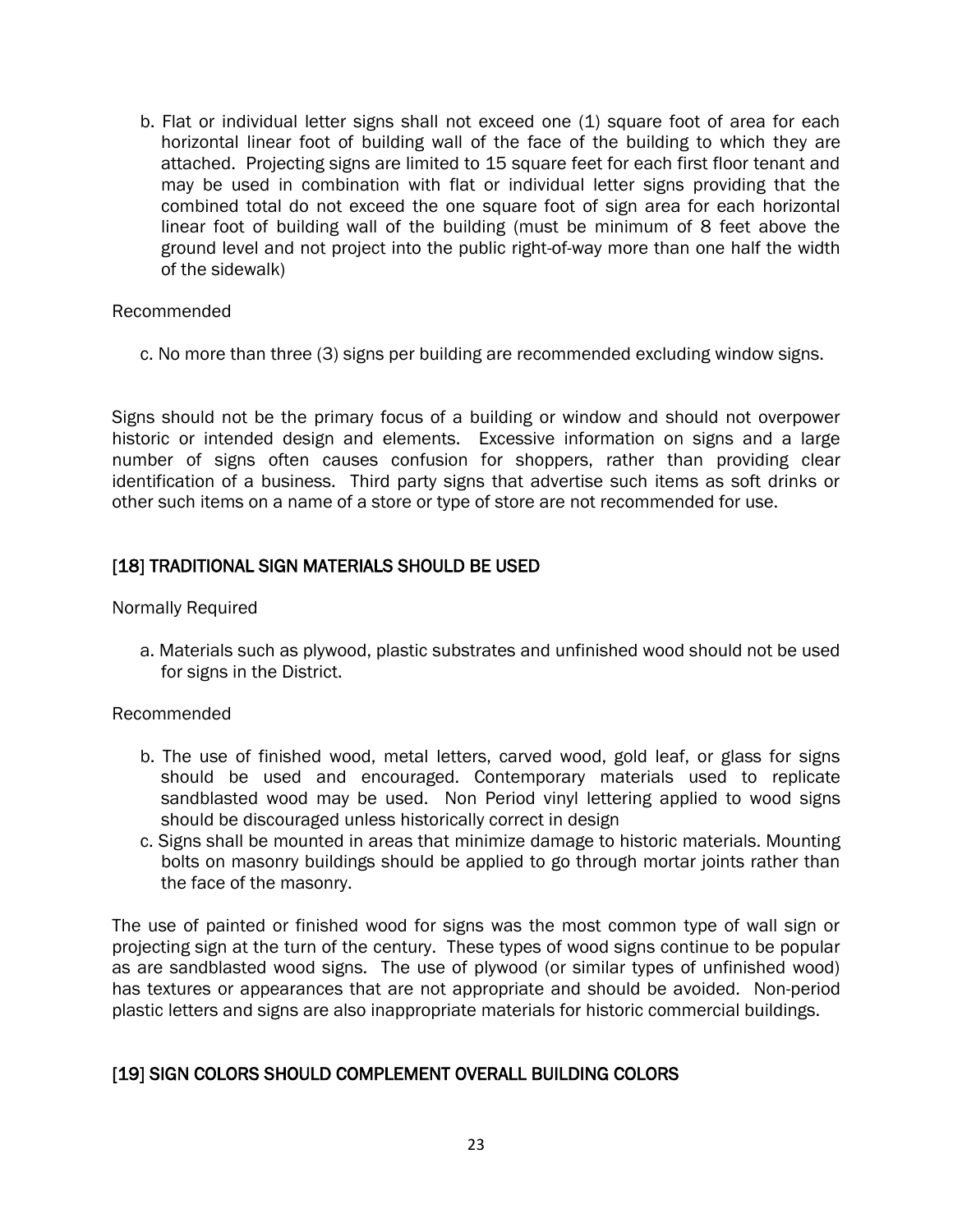b. Flat or individual letter signs shall not exceed one (1) square foot of area for each horizontal linear foot of building wall of the face of the building to which they are attached. Projecting signs are limited to 15 square feet for each first floor tenant and may be used in combination with flat or individual letter signs providing that the combined total do not exceed the one square foot of sign area for each horizontal linear foot of building wall of the building (must be minimum of 8 feet above the ground level and not project into the public right-of-way more than one half the width of the sidewalk)

Recommended

c. No more than three (3) signs per building are recommended excluding window signs.

Signs should not be the primary focus of a building or window and should not overpower historic or intended design and elements. Excessive information on signs and a large number of signs often causes confusion for shoppers, rather than providing clear identification of a business. Third party signs that advertise such items as soft drinks or other such items on a name of a store or type of store are not recommended for use.

## [18] TRADITIONAL SIGN MATERIALS SHOULD BE USED

Normally Required

a. Materials such as plywood, plastic substrates and unfinished wood should not be used for signs in the District.

Recommended

b. The use of finished wood, metal letters, carved wood, gold leaf, or glass for signs should be used and encouraged. Contemporary materials used to replicate sandblasted wood may be used. Non Period vinyl lettering applied to wood signs should be discouraged unless historically correct in design
c. Signs shall be mounted in areas that minimize damage to historic materials. Mounting bolts on masonry buildings should be applied to go through mortar joints rather than the face of the masonry.

The use of painted or finished wood for signs was the most common type of wall sign or projecting sign at the turn of the century. These types of wood signs continue to be popular as are sandblasted wood signs. The use of plywood (or similar types of unfinished wood) has textures or appearances that are not appropriate and should be avoided. Non-period plastic letters and signs are also inappropriate materials for historic commercial buildings.

## [19] SIGN COLORS SHOULD COMPLEMENT OVERALL BUILDING COLORS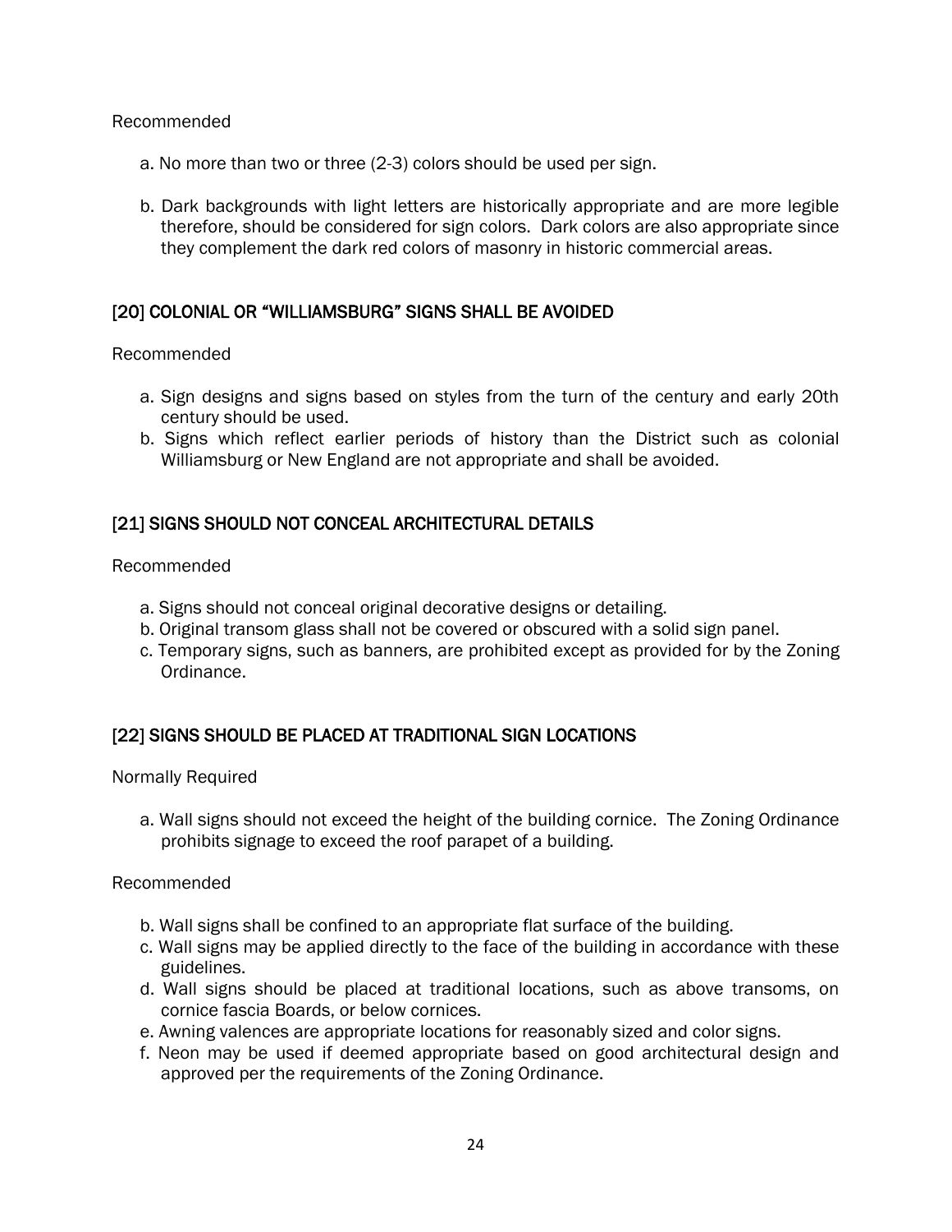Recommended

a. No more than two or three (2-3) colors should be used per sign.

b. Dark backgrounds with light letters are historically appropriate and are more legible therefore, should be considered for sign colors. Dark colors are also appropriate since they complement the dark red colors of masonry in historic commercial areas.

## [20] COLONIAL OR "WILLIAMSBURG" SIGNS SHALL BE AVOIDED

Recommended

a. Sign designs and signs based on styles from the turn of the century and early 20th century should be used.
b. Signs which reflect earlier periods of history than the District such as colonial Williamsburg or New England are not appropriate and shall be avoided.

## [21] SIGNS SHOULD NOT CONCEAL ARCHITECTURAL DETAILS

Recommended

a. Signs should not conceal original decorative designs or detailing.
b. Original transom glass shall not be covered or obscured with a solid sign panel.
c. Temporary signs, such as banners, are prohibited except as provided for by the Zoning Ordinance.

## [22] SIGNS SHOULD BE PLACED AT TRADITIONAL SIGN LOCATIONS

Normally Required

a. Wall signs should not exceed the height of the building cornice. The Zoning Ordinance prohibits signage to exceed the roof parapet of a building.

Recommended

b. Wall signs shall be confined to an appropriate flat surface of the building.
c. Wall signs may be applied directly to the face of the building in accordance with these guidelines.
d. Wall signs should be placed at traditional locations, such as above transoms, on cornice fascia Boards, or below cornices.
e. Awning valences are appropriate locations for reasonably sized and color signs.
f. Neon may be used if deemed appropriate based on good architectural design and approved per the requirements of the Zoning Ordinance.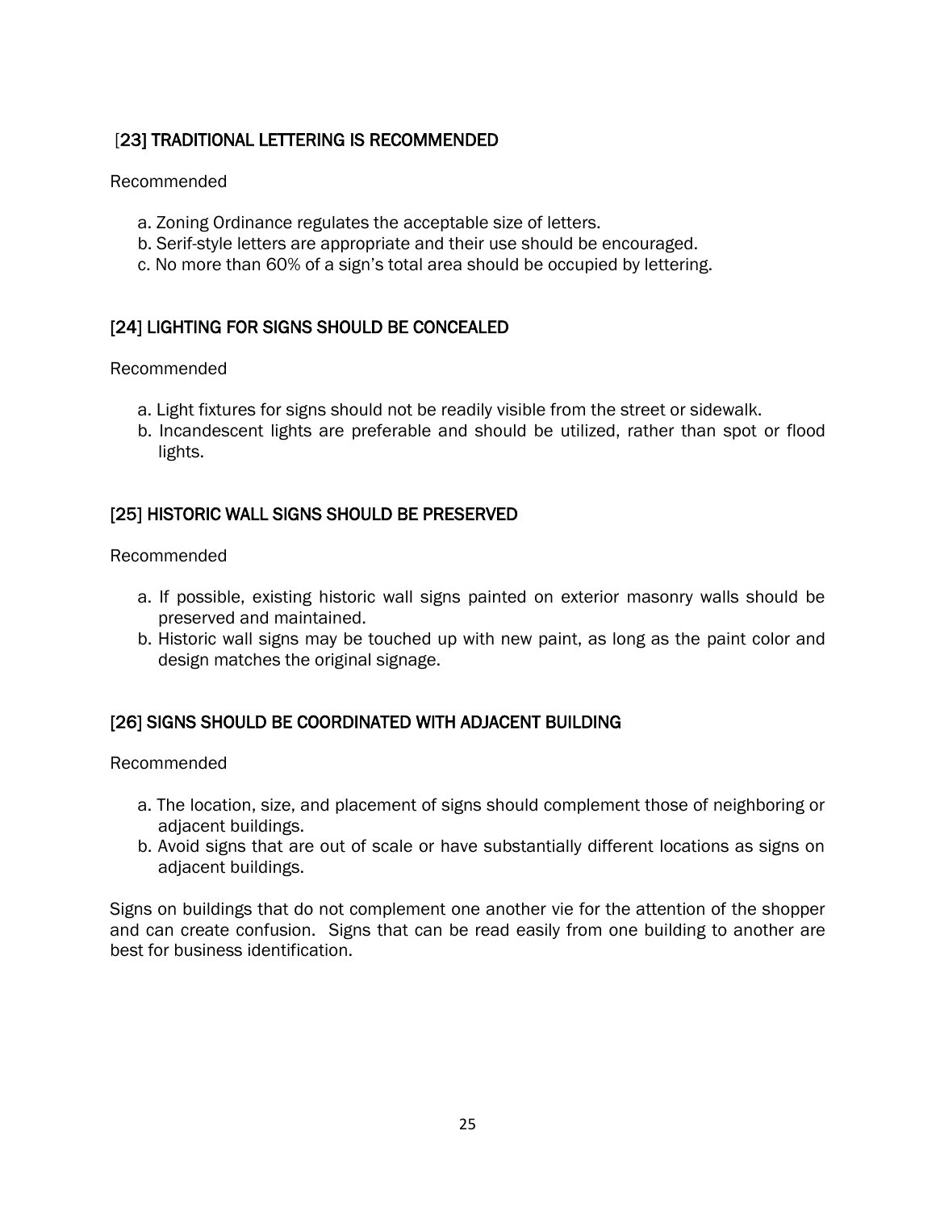### [23] TRADITIONAL LETTERING IS RECOMMENDED

Recommended

a. Zoning Ordinance regulates the acceptable size of letters.
b. Serif-style letters are appropriate and their use should be encouraged.
c. No more than 60% of a sign's total area should be occupied by lettering.

### [24] LIGHTING FOR SIGNS SHOULD BE CONCEALED

Recommended

a. Light fixtures for signs should not be readily visible from the street or sidewalk.
b. Incandescent lights are preferable and should be utilized, rather than spot or flood lights.

### [25] HISTORIC WALL SIGNS SHOULD BE PRESERVED

Recommended

a. If possible, existing historic wall signs painted on exterior masonry walls should be preserved and maintained.
b. Historic wall signs may be touched up with new paint, as long as the paint color and design matches the original signage.

### [26] SIGNS SHOULD BE COORDINATED WITH ADJACENT BUILDING

Recommended

a. The location, size, and placement of signs should complement those of neighboring or adjacent buildings.
b. Avoid signs that are out of scale or have substantially different locations as signs on adjacent buildings.

Signs on buildings that do not complement one another vie for the attention of the shopper and can create confusion. Signs that can be read easily from one building to another are best for business identification.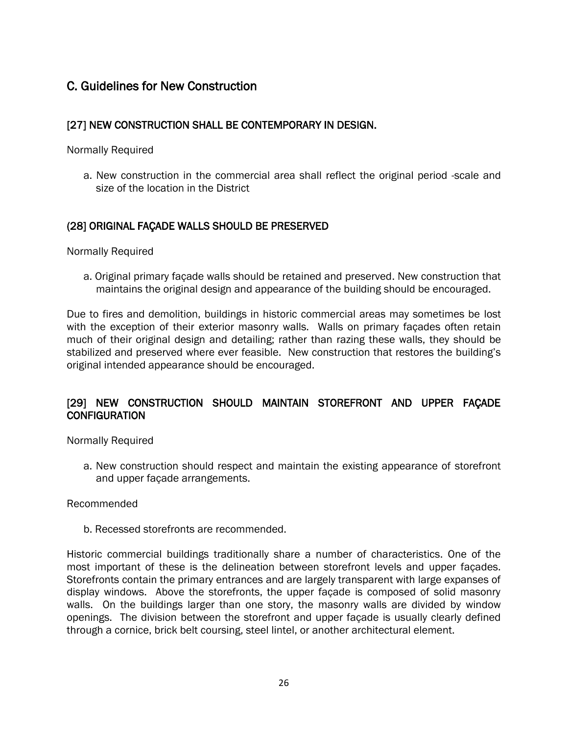## C. Guidelines for New Construction

### [27] NEW CONSTRUCTION SHALL BE CONTEMPORARY IN DESIGN.

Normally Required

a. New construction in the commercial area shall reflect the original period -scale and size of the location in the District

### (28] ORIGINAL FAÇADE WALLS SHOULD BE PRESERVED

Normally Required

a. Original primary façade walls should be retained and preserved. New construction that maintains the original design and appearance of the building should be encouraged.

Due to fires and demolition, buildings in historic commercial areas may sometimes be lost with the exception of their exterior masonry walls. Walls on primary façades often retain much of their original design and detailing; rather than razing these walls, they should be stabilized and preserved where ever feasible. New construction that restores the building's original intended appearance should be encouraged.

### [29] NEW CONSTRUCTION SHOULD MAINTAIN STOREFRONT AND UPPER FAÇADE CONFIGURATION

Normally Required

a. New construction should respect and maintain the existing appearance of storefront and upper façade arrangements.

Recommended

b. Recessed storefronts are recommended.

Historic commercial buildings traditionally share a number of characteristics. One of the most important of these is the delineation between storefront levels and upper façades. Storefronts contain the primary entrances and are largely transparent with large expanses of display windows. Above the storefronts, the upper façade is composed of solid masonry walls. On the buildings larger than one story, the masonry walls are divided by window openings. The division between the storefront and upper façade is usually clearly defined through a cornice, brick belt coursing, steel lintel, or another architectural element.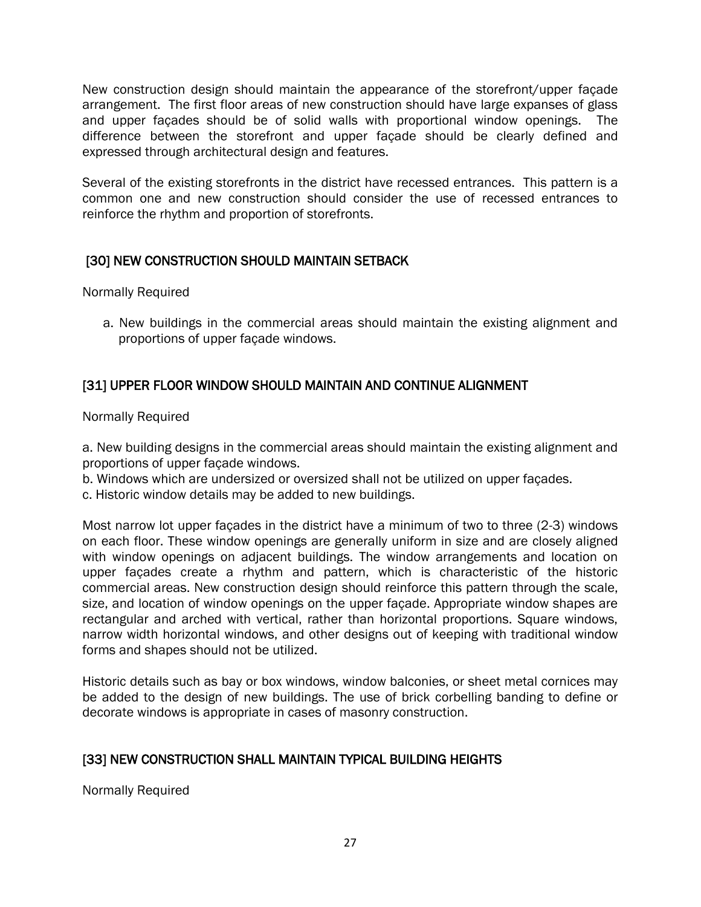New construction design should maintain the appearance of the storefront/upper façade arrangement. The first floor areas of new construction should have large expanses of glass and upper façades should be of solid walls with proportional window openings. The difference between the storefront and upper façade should be clearly defined and expressed through architectural design and features.

Several of the existing storefronts in the district have recessed entrances. This pattern is a common one and new construction should consider the use of recessed entrances to reinforce the rhythm and proportion of storefronts.

### [30] NEW CONSTRUCTION SHOULD MAINTAIN SETBACK

Normally Required

a. New buildings in the commercial areas should maintain the existing alignment and proportions of upper façade windows.

### [31] UPPER FLOOR WINDOW SHOULD MAINTAIN AND CONTINUE ALIGNMENT

Normally Required

a. New building designs in the commercial areas should maintain the existing alignment and proportions of upper façade windows.
b. Windows which are undersized or oversized shall not be utilized on upper façades.
c. Historic window details may be added to new buildings.

Most narrow lot upper façades in the district have a minimum of two to three (2-3) windows on each floor. These window openings are generally uniform in size and are closely aligned with window openings on adjacent buildings. The window arrangements and location on upper façades create a rhythm and pattern, which is characteristic of the historic commercial areas. New construction design should reinforce this pattern through the scale, size, and location of window openings on the upper façade. Appropriate window shapes are rectangular and arched with vertical, rather than horizontal proportions. Square windows, narrow width horizontal windows, and other designs out of keeping with traditional window forms and shapes should not be utilized.

Historic details such as bay or box windows, window balconies, or sheet metal cornices may be added to the design of new buildings. The use of brick corbelling banding to define or decorate windows is appropriate in cases of masonry construction.

### [33] NEW CONSTRUCTION SHALL MAINTAIN TYPICAL BUILDING HEIGHTS

Normally Required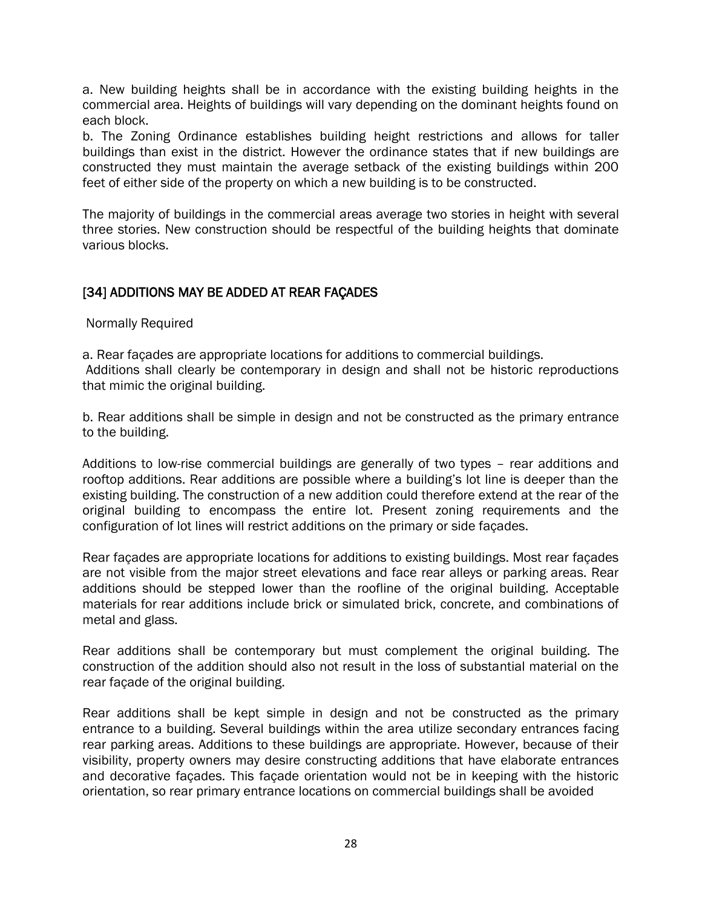a. New building heights shall be in accordance with the existing building heights in the commercial area. Heights of buildings will vary depending on the dominant heights found on each block.

b. The Zoning Ordinance establishes building height restrictions and allows for taller buildings than exist in the district. However the ordinance states that if new buildings are constructed they must maintain the average setback of the existing buildings within 200 feet of either side of the property on which a new building is to be constructed.

The majority of buildings in the commercial areas average two stories in height with several three stories. New construction should be respectful of the building heights that dominate various blocks.

## [34] ADDITIONS MAY BE ADDED AT REAR FAÇADES

Normally Required

a. Rear façades are appropriate locations for additions to commercial buildings.
Additions shall clearly be contemporary in design and shall not be historic reproductions that mimic the original building.

b. Rear additions shall be simple in design and not be constructed as the primary entrance to the building.

Additions to low-rise commercial buildings are generally of two types – rear additions and rooftop additions. Rear additions are possible where a building's lot line is deeper than the existing building. The construction of a new addition could therefore extend at the rear of the original building to encompass the entire lot. Present zoning requirements and the configuration of lot lines will restrict additions on the primary or side façades.

Rear façades are appropriate locations for additions to existing buildings. Most rear façades are not visible from the major street elevations and face rear alleys or parking areas. Rear additions should be stepped lower than the roofline of the original building. Acceptable materials for rear additions include brick or simulated brick, concrete, and combinations of metal and glass.

Rear additions shall be contemporary but must complement the original building. The construction of the addition should also not result in the loss of substantial material on the rear façade of the original building.

Rear additions shall be kept simple in design and not be constructed as the primary entrance to a building. Several buildings within the area utilize secondary entrances facing rear parking areas. Additions to these buildings are appropriate. However, because of their visibility, property owners may desire constructing additions that have elaborate entrances and decorative façades. This façade orientation would not be in keeping with the historic orientation, so rear primary entrance locations on commercial buildings shall be avoided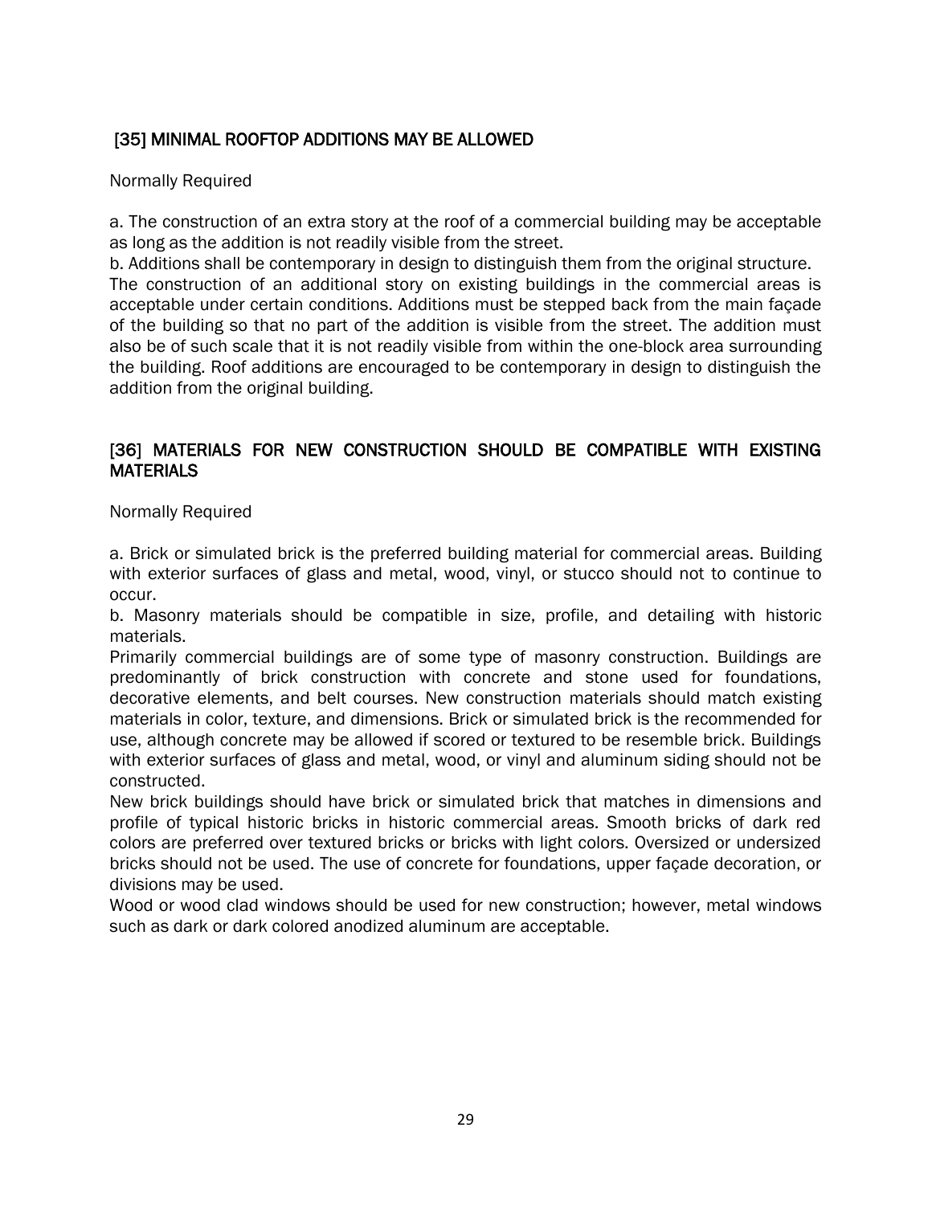### [35] MINIMAL ROOFTOP ADDITIONS MAY BE ALLOWED

Normally Required

a. The construction of an extra story at the roof of a commercial building may be acceptable as long as the addition is not readily visible from the street.
b. Additions shall be contemporary in design to distinguish them from the original structure.
The construction of an additional story on existing buildings in the commercial areas is acceptable under certain conditions. Additions must be stepped back from the main façade of the building so that no part of the addition is visible from the street. The addition must also be of such scale that it is not readily visible from within the one-block area surrounding the building. Roof additions are encouraged to be contemporary in design to distinguish the addition from the original building.

### [36] MATERIALS FOR NEW CONSTRUCTION SHOULD BE COMPATIBLE WITH EXISTING MATERIALS

Normally Required

a. Brick or simulated brick is the preferred building material for commercial areas. Building with exterior surfaces of glass and metal, wood, vinyl, or stucco should not to continue to occur.
b. Masonry materials should be compatible in size, profile, and detailing with historic materials.
Primarily commercial buildings are of some type of masonry construction. Buildings are predominantly of brick construction with concrete and stone used for foundations, decorative elements, and belt courses. New construction materials should match existing materials in color, texture, and dimensions. Brick or simulated brick is the recommended for use, although concrete may be allowed if scored or textured to be resemble brick. Buildings with exterior surfaces of glass and metal, wood, or vinyl and aluminum siding should not be constructed.
New brick buildings should have brick or simulated brick that matches in dimensions and profile of typical historic bricks in historic commercial areas. Smooth bricks of dark red colors are preferred over textured bricks or bricks with light colors. Oversized or undersized bricks should not be used. The use of concrete for foundations, upper façade decoration, or divisions may be used.
Wood or wood clad windows should be used for new construction; however, metal windows such as dark or dark colored anodized aluminum are acceptable.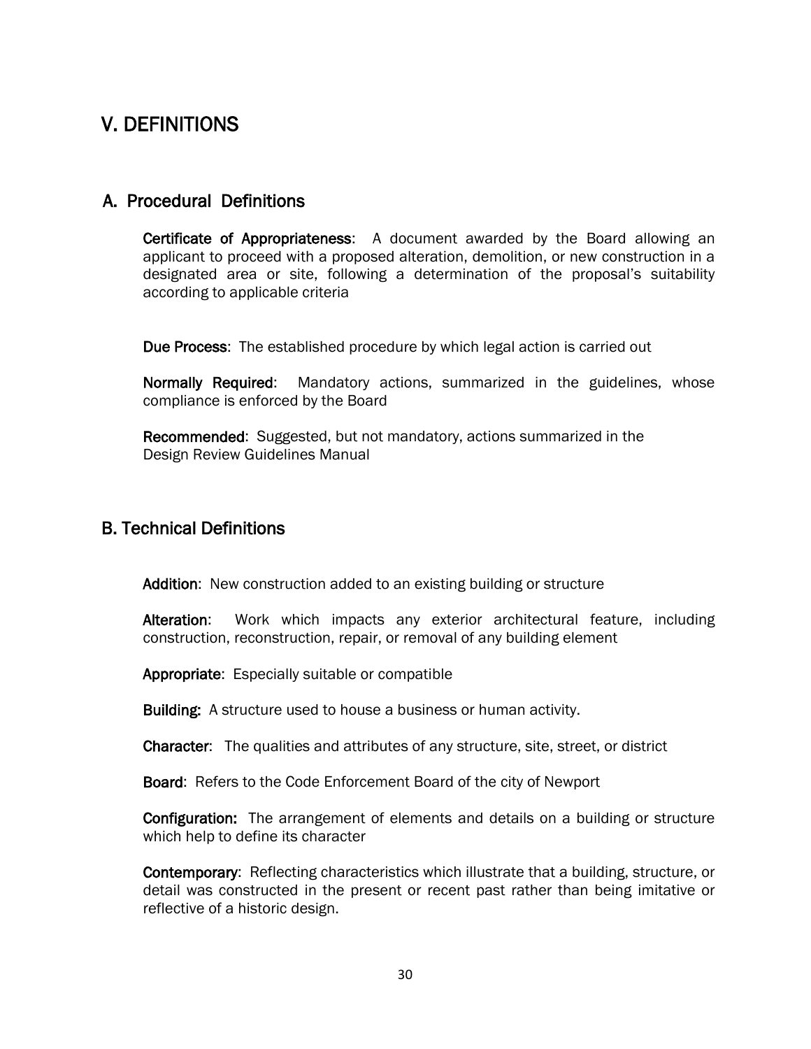# V. DEFINITIONS

## A. Procedural Definitions

**Certificate of Appropriateness**: A document awarded by the Board allowing an applicant to proceed with a proposed alteration, demolition, or new construction in a designated area or site, following a determination of the proposal's suitability according to applicable criteria

**Due Process**: The established procedure by which legal action is carried out

**Normally Required**: Mandatory actions, summarized in the guidelines, whose compliance is enforced by the Board

**Recommended**: Suggested, but not mandatory, actions summarized in the Design Review Guidelines Manual

## B. Technical Definitions

**Addition**: New construction added to an existing building or structure

**Alteration**: Work which impacts any exterior architectural feature, including construction, reconstruction, repair, or removal of any building element

**Appropriate**: Especially suitable or compatible

**Building:** A structure used to house a business or human activity.

**Character**: The qualities and attributes of any structure, site, street, or district

**Board**: Refers to the Code Enforcement Board of the city of Newport

**Configuration:** The arrangement of elements and details on a building or structure which help to define its character

**Contemporary**: Reflecting characteristics which illustrate that a building, structure, or detail was constructed in the present or recent past rather than being imitative or reflective of a historic design.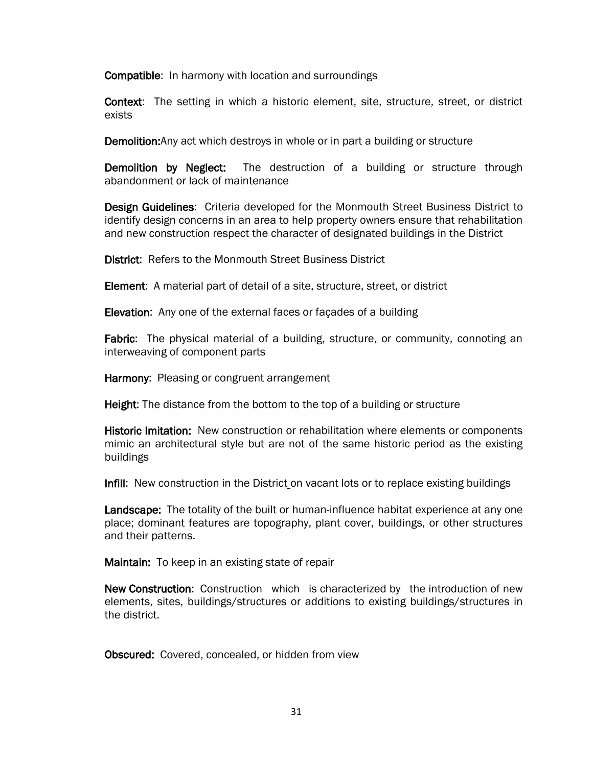**Compatible**: In harmony with location and surroundings

**Context**: The setting in which a historic element, site, structure, street, or district exists

**Demolition:**Any act which destroys in whole or in part a building or structure

**Demolition by Neglect:** The destruction of a building or structure through abandonment or lack of maintenance

**Design Guidelines**: Criteria developed for the Monmouth Street Business District to identify design concerns in an area to help property owners ensure that rehabilitation and new construction respect the character of designated buildings in the District

**District**: Refers to the Monmouth Street Business District

**Element**: A material part of detail of a site, structure, street, or district

**Elevation**: Any one of the external faces or façades of a building

**Fabric**: The physical material of a building, structure, or community, connoting an interweaving of component parts

**Harmony**: Pleasing or congruent arrangement

**Height**: The distance from the bottom to the top of a building or structure

**Historic Imitation:** New construction or rehabilitation where elements or components mimic an architectural style but are not of the same historic period as the existing buildings

**Infill**: New construction in the District on vacant lots or to replace existing buildings

**Landscape:** The totality of the built or human-influence habitat experience at any one place; dominant features are topography, plant cover, buildings, or other structures and their patterns.

**Maintain:** To keep in an existing state of repair

**New Construction**: Construction which is characterized by the introduction of new elements, sites, buildings/structures or additions to existing buildings/structures in the district.

**Obscured:** Covered, concealed, or hidden from view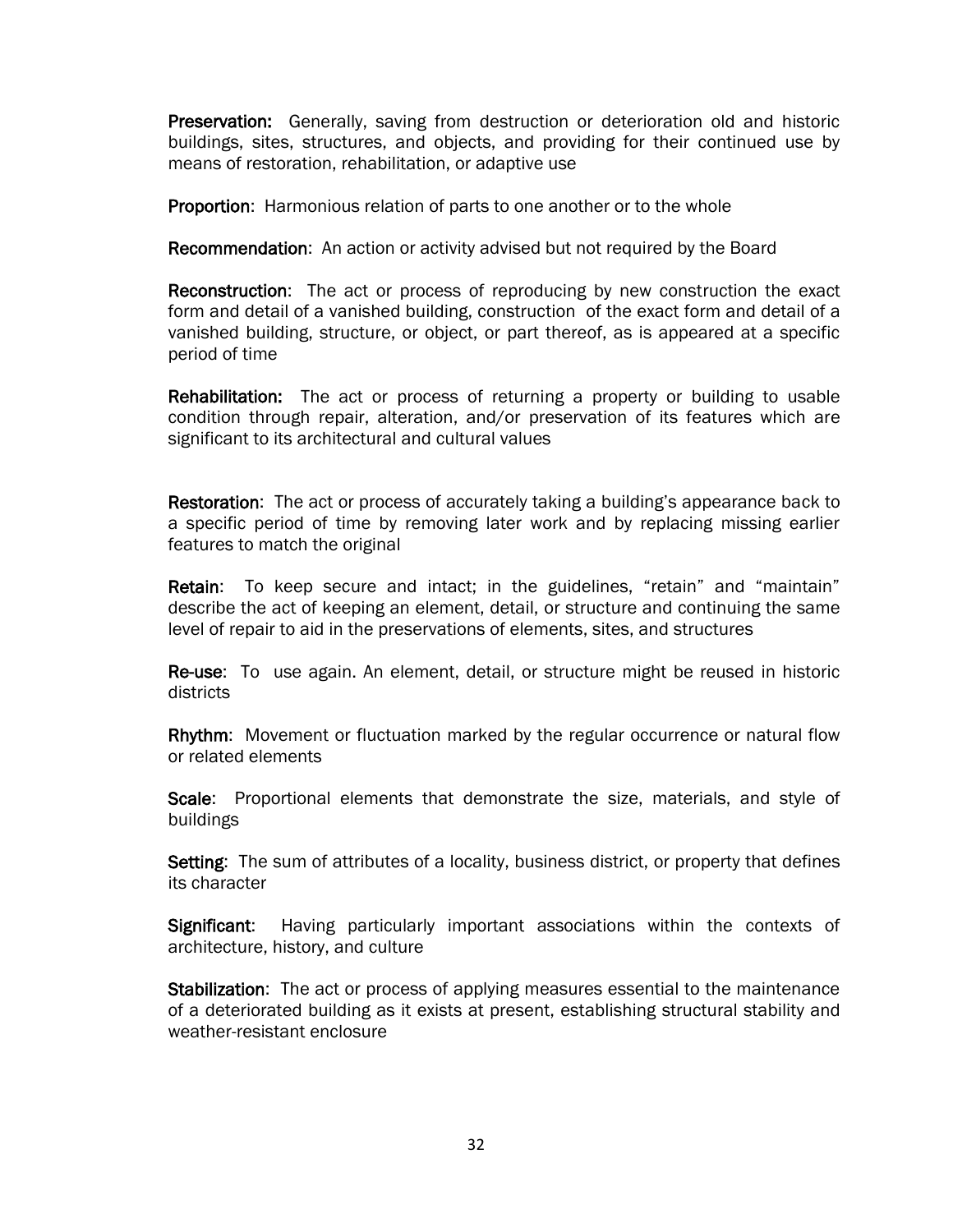**Preservation:** Generally, saving from destruction or deterioration old and historic buildings, sites, structures, and objects, and providing for their continued use by means of restoration, rehabilitation, or adaptive use

**Proportion**: Harmonious relation of parts to one another or to the whole

**Recommendation**: An action or activity advised but not required by the Board

**Reconstruction**: The act or process of reproducing by new construction the exact form and detail of a vanished building, construction of the exact form and detail of a vanished building, structure, or object, or part thereof, as is appeared at a specific period of time

**Rehabilitation:** The act or process of returning a property or building to usable condition through repair, alteration, and/or preservation of its features which are significant to its architectural and cultural values

**Restoration**: The act or process of accurately taking a building's appearance back to a specific period of time by removing later work and by replacing missing earlier features to match the original

**Retain**: To keep secure and intact; in the guidelines, "retain" and "maintain" describe the act of keeping an element, detail, or structure and continuing the same level of repair to aid in the preservations of elements, sites, and structures

**Re-use**: To use again. An element, detail, or structure might be reused in historic districts

**Rhythm**: Movement or fluctuation marked by the regular occurrence or natural flow or related elements

**Scale**: Proportional elements that demonstrate the size, materials, and style of buildings

**Setting**: The sum of attributes of a locality, business district, or property that defines its character

**Significant**: Having particularly important associations within the contexts of architecture, history, and culture

**Stabilization**: The act or process of applying measures essential to the maintenance of a deteriorated building as it exists at present, establishing structural stability and weather-resistant enclosure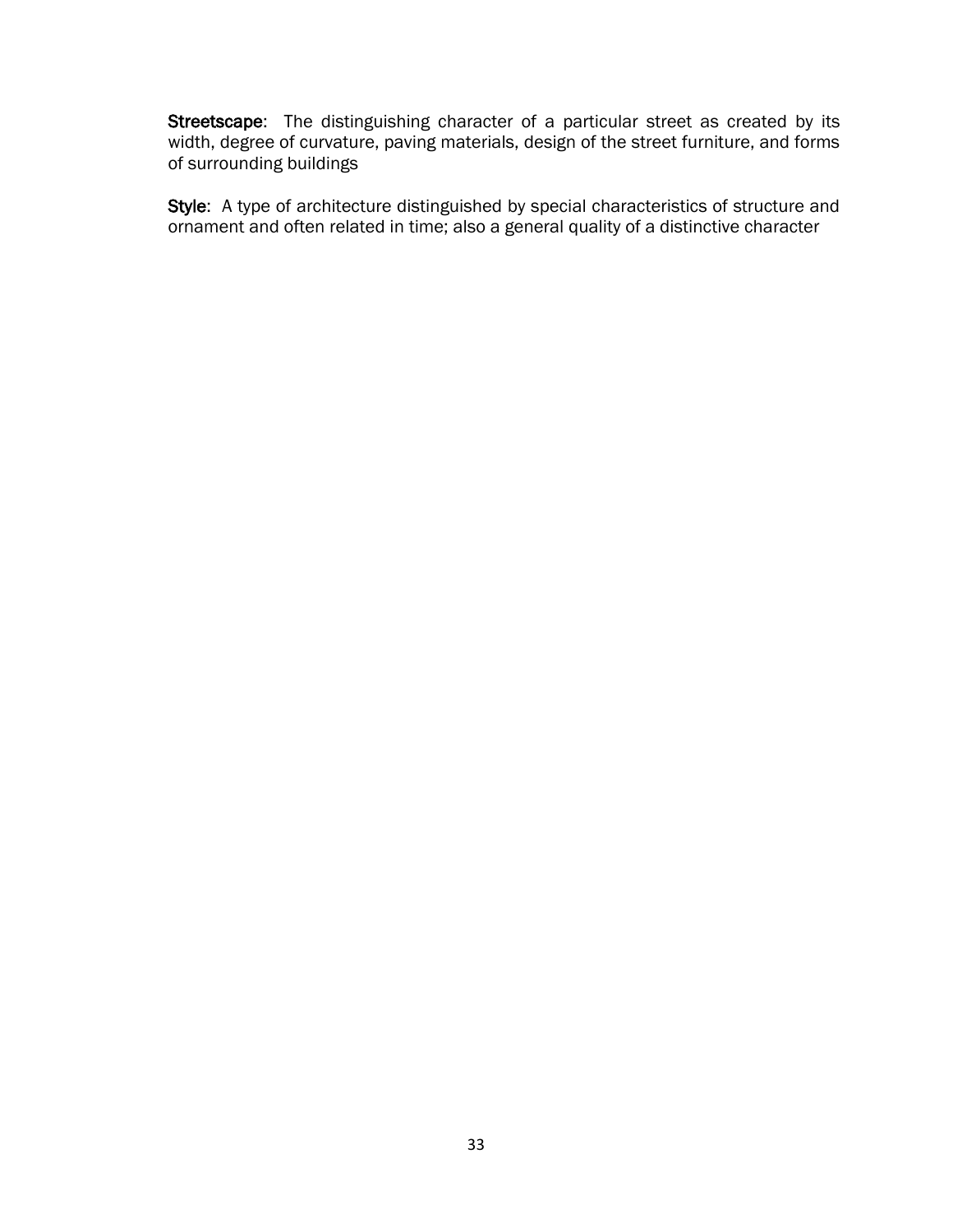**Streetscape**: The distinguishing character of a particular street as created by its width, degree of curvature, paving materials, design of the street furniture, and forms of surrounding buildings

**Style**: A type of architecture distinguished by special characteristics of structure and ornament and often related in time; also a general quality of a distinctive character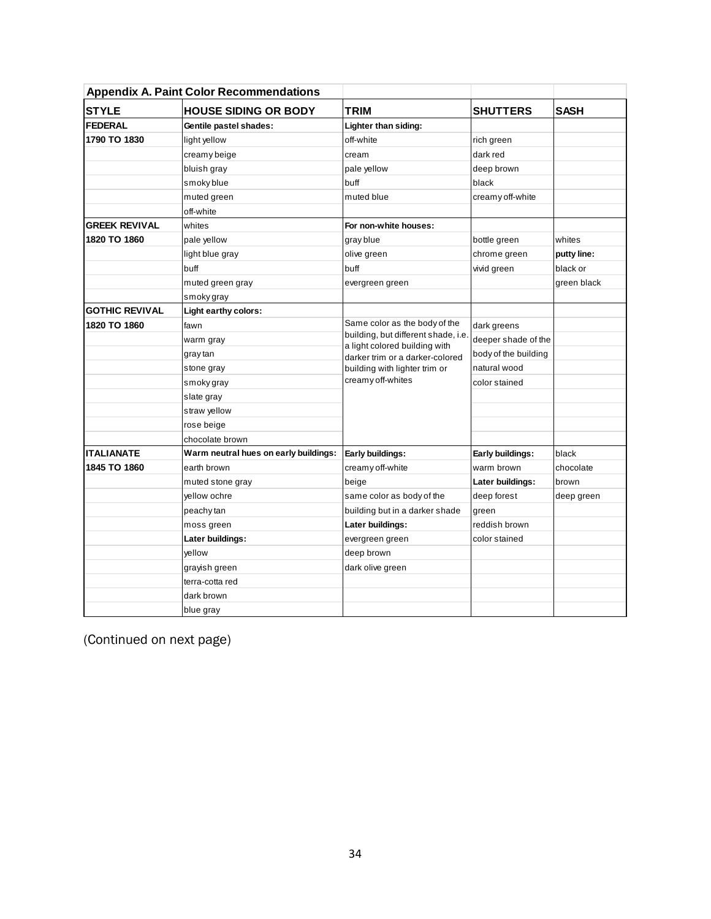## Appendix A. Paint Color Recommendations

| STYLE | HOUSE SIDING OR BODY | TRIM | SHUTTERS | SASH |
|---|---|---|---|---|
| **FEDERAL** | **Gentile pastel shades:** | **Lighter than siding:** | | |
| **1790 TO 1830** | light yellow | off-white | rich green | |
| | creamy beige | cream | dark red | |
| | bluish gray | pale yellow | deep brown | |
| | smoky blue | buff | black | |
| | muted green | muted blue | creamy off-white | |
| | off-white | | | |
| **GREEK REVIVAL** | whites | **For non-white houses:** | | |
| **1820 TO 1860** | pale yellow | gray blue | bottle green | whites |
| | light blue gray | olive green | chrome green | **putty line:** |
| | buff | buff | vivid green | black or |
| | muted green gray | evergreen green | | green black |
| | smoky gray | | | |
| **GOTHIC REVIVAL** | **Light earthy colors:** | | | |
| **1820 TO 1860** | fawn | Same color as the body of the building, but different shade, i.e. a light colored building with darker trim or a darker-colored building with lighter trim or creamy off-whites | dark greens | |
| | warm gray | | deeper shade of the | |
| | gray tan | | body of the building | |
| | stone gray | | natural wood | |
| | smoky gray | | color stained | |
| | slate gray | | | |
| | straw yellow | | | |
| | rose beige | | | |
| | chocolate brown | | | |
| **ITALIANATE** | **Warm neutral hues on early buildings:** | **Early buildings:** | **Early buildings:** | black |
| **1845 TO 1860** | earth brown | creamy off-white | warm brown | chocolate |
| | muted stone gray | beige | **Later buildings:** | brown |
| | yellow ochre | same color as body of the | deep forest | deep green |
| | peachy tan | building but in a darker shade | green | |
| | moss green | **Later buildings:** | reddish brown | |
| | **Later buildings:** | evergreen green | color stained | |
| | yellow | deep brown | | |
| | grayish green | dark olive green | | |
| | terra-cotta red | | | |
| | dark brown | | | |
| | blue gray | | | |

(Continued on next page)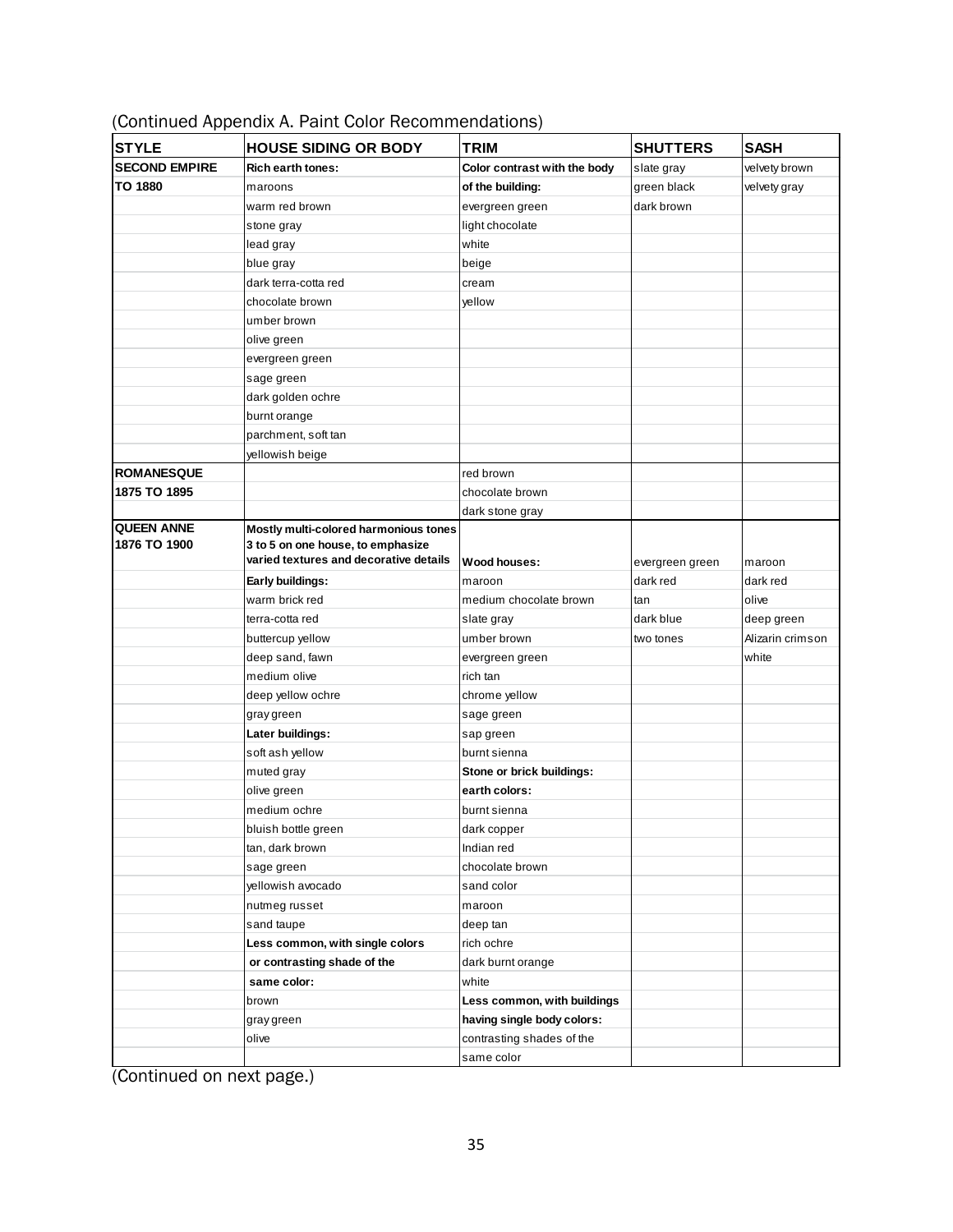(Continued Appendix A. Paint Color Recommendations)

| STYLE | HOUSE SIDING OR BODY | TRIM | SHUTTERS | SASH |
|---|---|---|---|---|
| **SECOND EMPIRE** | **Rich earth tones:** | **Color contrast with the body** | slate gray | velvety brown |
| **TO 1880** | maroons | **of the building:** | green black | velvety gray |
| | warm red brown | evergreen green | dark brown | |
| | stone gray | light chocolate | | |
| | lead gray | white | | |
| | blue gray | beige | | |
| | dark terra-cotta red | cream | | |
| | chocolate brown | yellow | | |
| | umber brown | | | |
| | olive green | | | |
| | evergreen green | | | |
| | sage green | | | |
| | dark golden ochre | | | |
| | burnt orange | | | |
| | parchment, soft tan | | | |
| | yellowish beige | | | |
| **ROMANESQUE** | | red brown | | |
| **1875 TO 1895** | | chocolate brown | | |
| | | dark stone gray | | |
| **QUEEN ANNE 1876 TO 1900** | **Mostly multi-colored harmonious tones 3 to 5 on one house, to emphasize varied textures and decorative details** | **Wood houses:** | evergreen green | maroon |
| | **Early buildings:** | maroon | dark red | dark red |
| | warm brick red | medium chocolate brown | tan | olive |
| | terra-cotta red | slate gray | dark blue | deep green |
| | buttercup yellow | umber brown | two tones | Alizarin crimson |
| | deep sand, fawn | evergreen green | | white |
| | medium olive | rich tan | | |
| | deep yellow ochre | chrome yellow | | |
| | gray green | sage green | | |
| | **Later buildings:** | sap green | | |
| | soft ash yellow | burnt sienna | | |
| | muted gray | **Stone or brick buildings:** | | |
| | olive green | **earth colors:** | | |
| | medium ochre | burnt sienna | | |
| | bluish bottle green | dark copper | | |
| | tan, dark brown | Indian red | | |
| | sage green | chocolate brown | | |
| | yellowish avocado | sand color | | |
| | nutmeg russet | maroon | | |
| | sand taupe | deep tan | | |
| | **Less common, with single colors** | rich ochre | | |
| | **or contrasting shade of the** | dark burnt orange | | |
| | **same color:** | white | | |
| | brown | **Less common, with buildings** | | |
| | gray green | **having single body colors:** | | |
| | olive | contrasting shades of the | | |
| | | same color | | |

(Continued on next page.)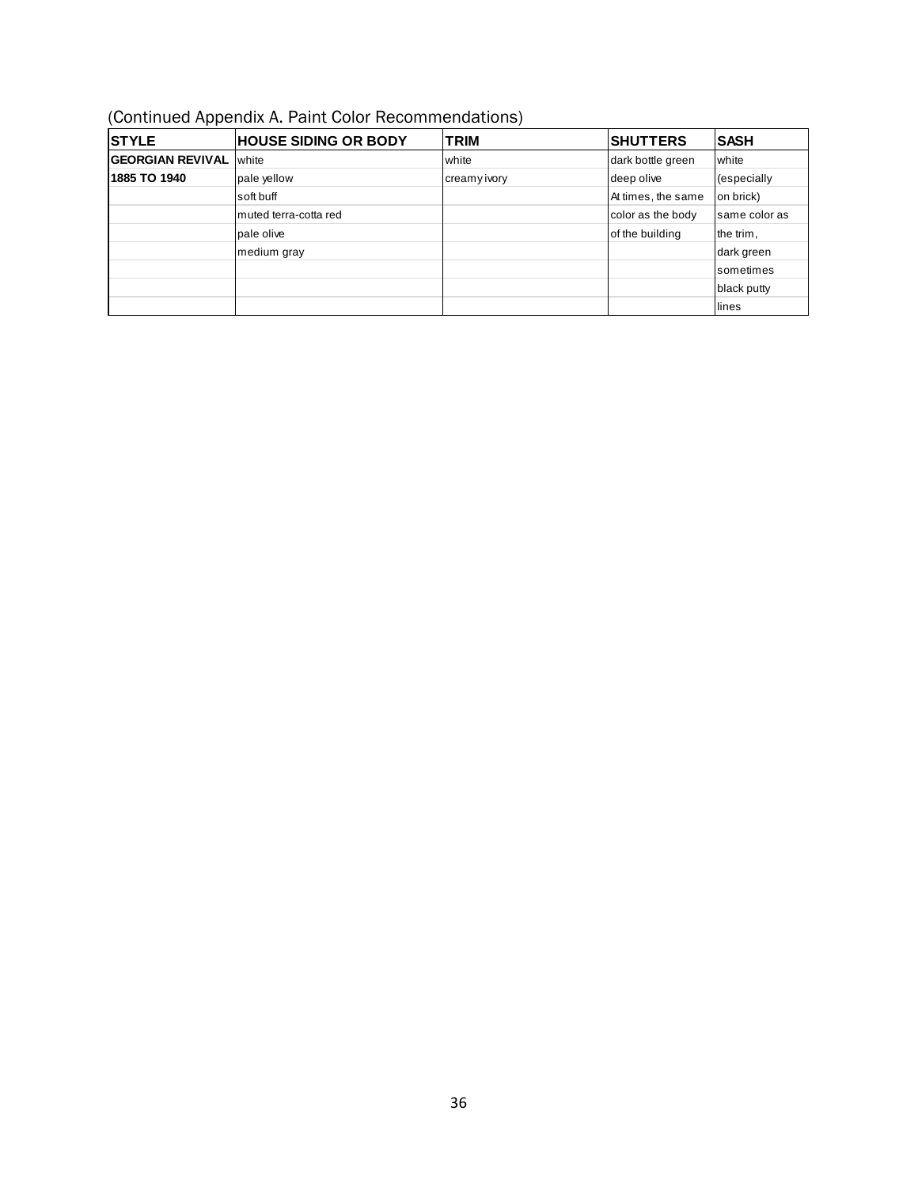(Continued Appendix A. Paint Color Recommendations)

| STYLE | HOUSE SIDING OR BODY | TRIM | SHUTTERS | SASH |
|---|---|---|---|---|
| **GEORGIAN REVIVAL** | white | white | dark bottle green | white |
| **1885 TO 1940** | pale yellow | creamy ivory | deep olive | (especially |
| | soft buff | | At times, the same | on brick) |
| | muted terra-cotta red | | color as the body | same color as |
| | pale olive | | of the building | the trim, |
| | medium gray | | | dark green |
| | | | | sometimes |
| | | | | black putty |
| | | | | lines |